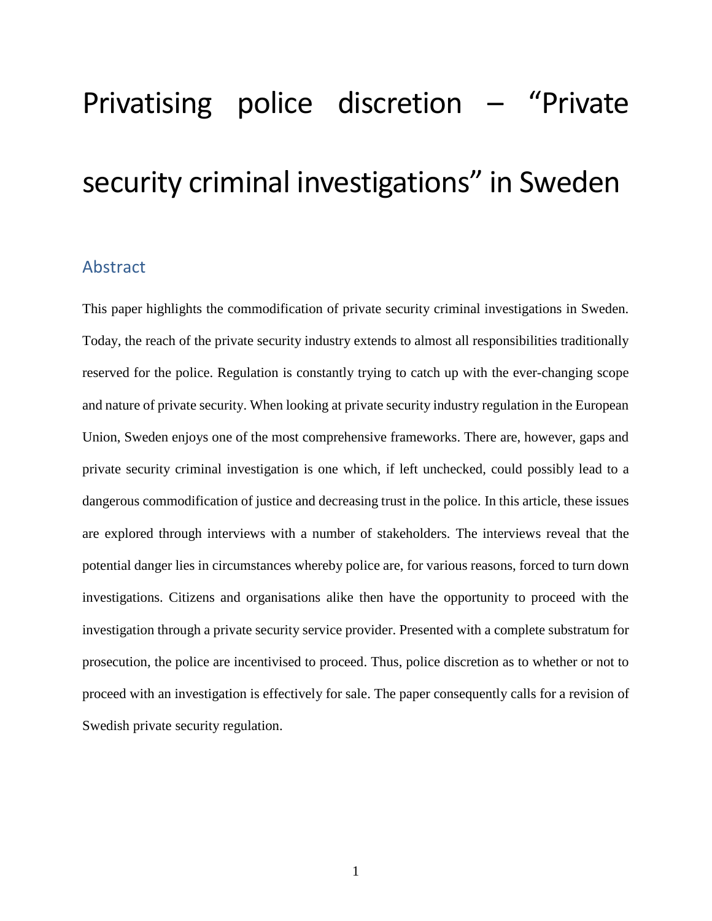# Privatising police discretion – "Private security criminal investigations" in Sweden

## Abstract

This paper highlights the commodification of private security criminal investigations in Sweden. Today, the reach of the private security industry extends to almost all responsibilities traditionally reserved for the police. Regulation is constantly trying to catch up with the ever-changing scope and nature of private security. When looking at private security industry regulation in the European Union, Sweden enjoys one of the most comprehensive frameworks. There are, however, gaps and private security criminal investigation is one which, if left unchecked, could possibly lead to a dangerous commodification of justice and decreasing trust in the police. In this article, these issues are explored through interviews with a number of stakeholders. The interviews reveal that the potential danger lies in circumstances whereby police are, for various reasons, forced to turn down investigations. Citizens and organisations alike then have the opportunity to proceed with the investigation through a private security service provider. Presented with a complete substratum for prosecution, the police are incentivised to proceed. Thus, police discretion as to whether or not to proceed with an investigation is effectively for sale. The paper consequently calls for a revision of Swedish private security regulation.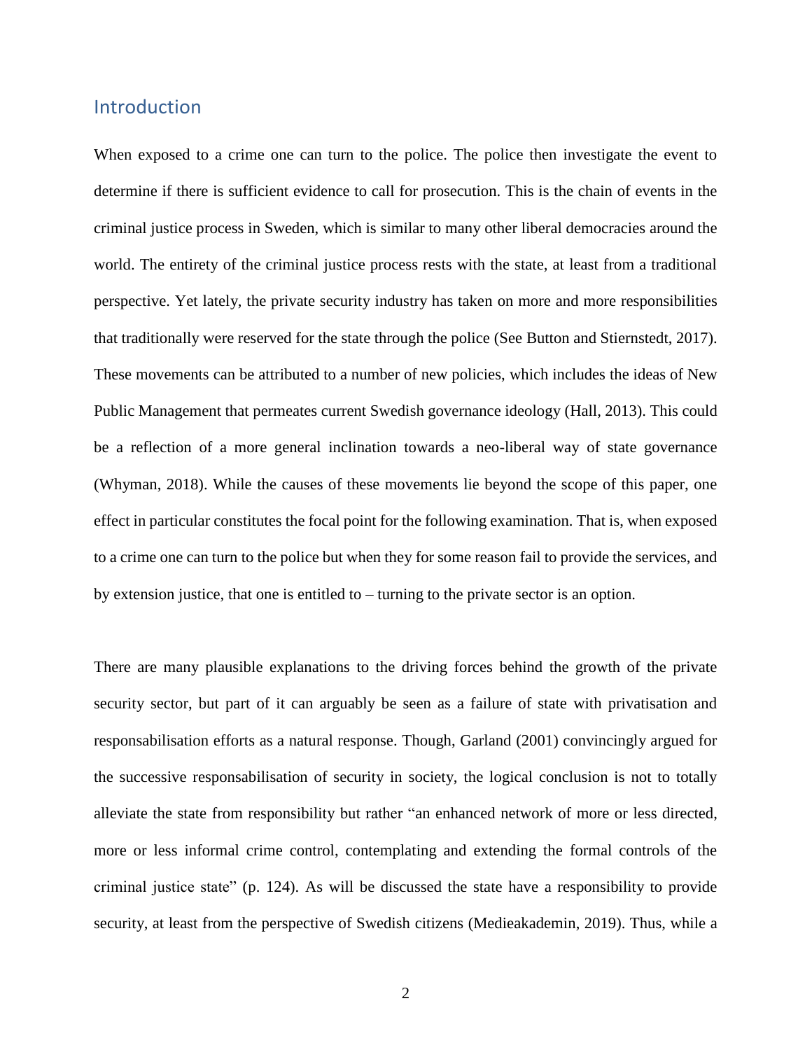## Introduction

When exposed to a crime one can turn to the police. The police then investigate the event to determine if there is sufficient evidence to call for prosecution. This is the chain of events in the criminal justice process in Sweden, which is similar to many other liberal democracies around the world. The entirety of the criminal justice process rests with the state, at least from a traditional perspective. Yet lately, the private security industry has taken on more and more responsibilities that traditionally were reserved for the state through the police (See Button and Stiernstedt, 2017). These movements can be attributed to a number of new policies, which includes the ideas of New Public Management that permeates current Swedish governance ideology (Hall, 2013). This could be a reflection of a more general inclination towards a neo-liberal way of state governance (Whyman, 2018). While the causes of these movements lie beyond the scope of this paper, one effect in particular constitutes the focal point for the following examination. That is, when exposed to a crime one can turn to the police but when they for some reason fail to provide the services, and by extension justice, that one is entitled to – turning to the private sector is an option.

There are many plausible explanations to the driving forces behind the growth of the private security sector, but part of it can arguably be seen as a failure of state with privatisation and responsabilisation efforts as a natural response. Though, Garland (2001) convincingly argued for the successive responsabilisation of security in society, the logical conclusion is not to totally alleviate the state from responsibility but rather "an enhanced network of more or less directed, more or less informal crime control, contemplating and extending the formal controls of the criminal justice state" (p. 124). As will be discussed the state have a responsibility to provide security, at least from the perspective of Swedish citizens (Medieakademin, 2019). Thus, while a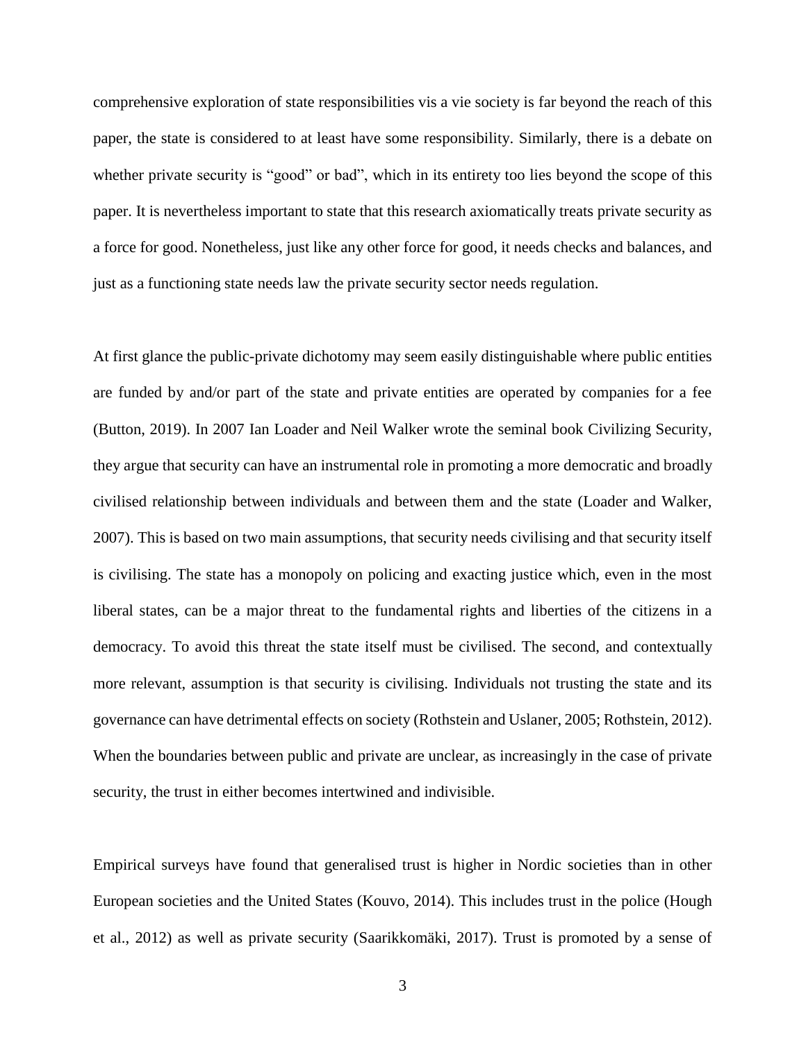comprehensive exploration of state responsibilities vis a vie society is far beyond the reach of this paper, the state is considered to at least have some responsibility. Similarly, there is a debate on whether private security is "good" or bad", which in its entirety too lies beyond the scope of this paper. It is nevertheless important to state that this research axiomatically treats private security as a force for good. Nonetheless, just like any other force for good, it needs checks and balances, and just as a functioning state needs law the private security sector needs regulation.

At first glance the public-private dichotomy may seem easily distinguishable where public entities are funded by and/or part of the state and private entities are operated by companies for a fee (Button, 2019). In 2007 Ian Loader and Neil Walker wrote the seminal book Civilizing Security, they argue that security can have an instrumental role in promoting a more democratic and broadly civilised relationship between individuals and between them and the state (Loader and Walker, 2007). This is based on two main assumptions, that security needs civilising and that security itself is civilising. The state has a monopoly on policing and exacting justice which, even in the most liberal states, can be a major threat to the fundamental rights and liberties of the citizens in a democracy. To avoid this threat the state itself must be civilised. The second, and contextually more relevant, assumption is that security is civilising. Individuals not trusting the state and its governance can have detrimental effects on society (Rothstein and Uslaner, 2005; Rothstein, 2012). When the boundaries between public and private are unclear, as increasingly in the case of private security, the trust in either becomes intertwined and indivisible.

Empirical surveys have found that generalised trust is higher in Nordic societies than in other European societies and the United States (Kouvo, 2014). This includes trust in the police (Hough et al., 2012) as well as private security (Saarikkomäki, 2017). Trust is promoted by a sense of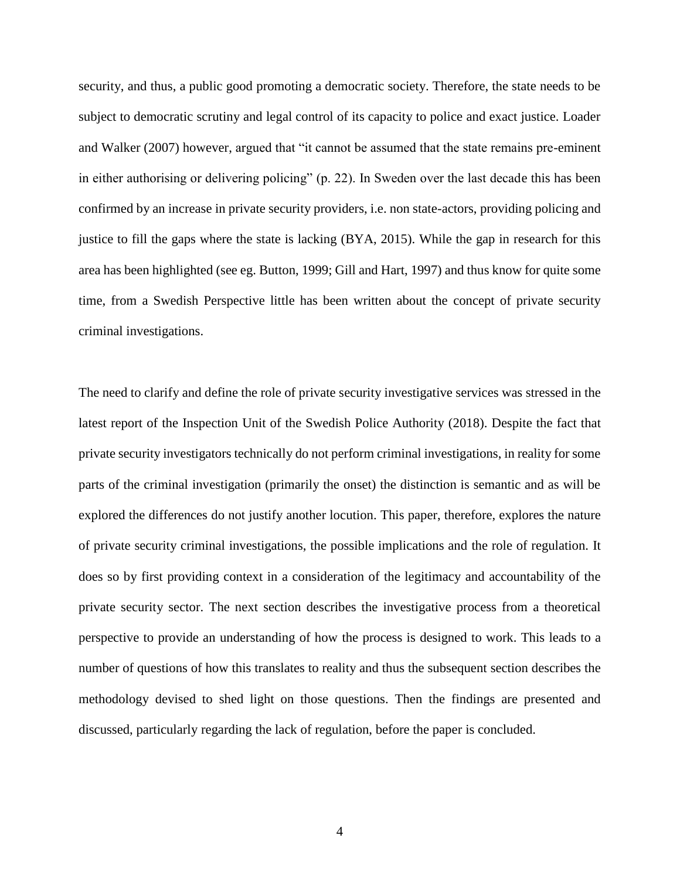security, and thus, a public good promoting a democratic society. Therefore, the state needs to be subject to democratic scrutiny and legal control of its capacity to police and exact justice. Loader and Walker (2007) however, argued that "it cannot be assumed that the state remains pre-eminent in either authorising or delivering policing" (p. 22). In Sweden over the last decade this has been confirmed by an increase in private security providers, i.e. non state-actors, providing policing and justice to fill the gaps where the state is lacking (BYA, 2015). While the gap in research for this area has been highlighted (see eg. Button, 1999; Gill and Hart, 1997) and thus know for quite some time, from a Swedish Perspective little has been written about the concept of private security criminal investigations.

The need to clarify and define the role of private security investigative services was stressed in the latest report of the Inspection Unit of the Swedish Police Authority (2018). Despite the fact that private security investigators technically do not perform criminal investigations, in reality for some parts of the criminal investigation (primarily the onset) the distinction is semantic and as will be explored the differences do not justify another locution. This paper, therefore, explores the nature of private security criminal investigations, the possible implications and the role of regulation. It does so by first providing context in a consideration of the legitimacy and accountability of the private security sector. The next section describes the investigative process from a theoretical perspective to provide an understanding of how the process is designed to work. This leads to a number of questions of how this translates to reality and thus the subsequent section describes the methodology devised to shed light on those questions. Then the findings are presented and discussed, particularly regarding the lack of regulation, before the paper is concluded.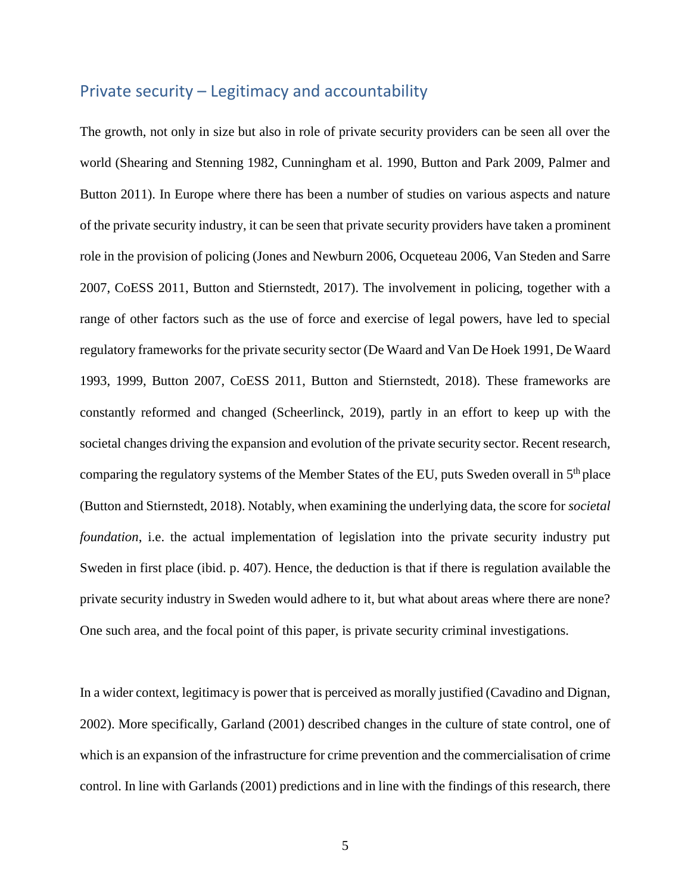## Private security – Legitimacy and accountability

The growth, not only in size but also in role of private security providers can be seen all over the world (Shearing and Stenning 1982, Cunningham et al. 1990, Button and Park 2009, Palmer and Button 2011). In Europe where there has been a number of studies on various aspects and nature of the private security industry, it can be seen that private security providers have taken a prominent role in the provision of policing (Jones and Newburn 2006, Ocqueteau 2006, Van Steden and Sarre 2007, CoESS 2011, Button and Stiernstedt, 2017). The involvement in policing, together with a range of other factors such as the use of force and exercise of legal powers, have led to special regulatory frameworks for the private security sector (De Waard and Van De Hoek 1991, De Waard 1993, 1999, Button 2007, CoESS 2011, Button and Stiernstedt, 2018). These frameworks are constantly reformed and changed (Scheerlinck, 2019), partly in an effort to keep up with the societal changes driving the expansion and evolution of the private security sector. Recent research, comparing the regulatory systems of the Member States of the EU, puts Sweden overall in 5th place (Button and Stiernstedt, 2018). Notably, when examining the underlying data, the score for *societal foundation*, i.e. the actual implementation of legislation into the private security industry put Sweden in first place (ibid. p. 407). Hence, the deduction is that if there is regulation available the private security industry in Sweden would adhere to it, but what about areas where there are none? One such area, and the focal point of this paper, is private security criminal investigations.

In a wider context, legitimacy is power that is perceived as morally justified (Cavadino and Dignan, 2002). More specifically, Garland (2001) described changes in the culture of state control, one of which is an expansion of the infrastructure for crime prevention and the commercialisation of crime control. In line with Garlands (2001) predictions and in line with the findings of this research, there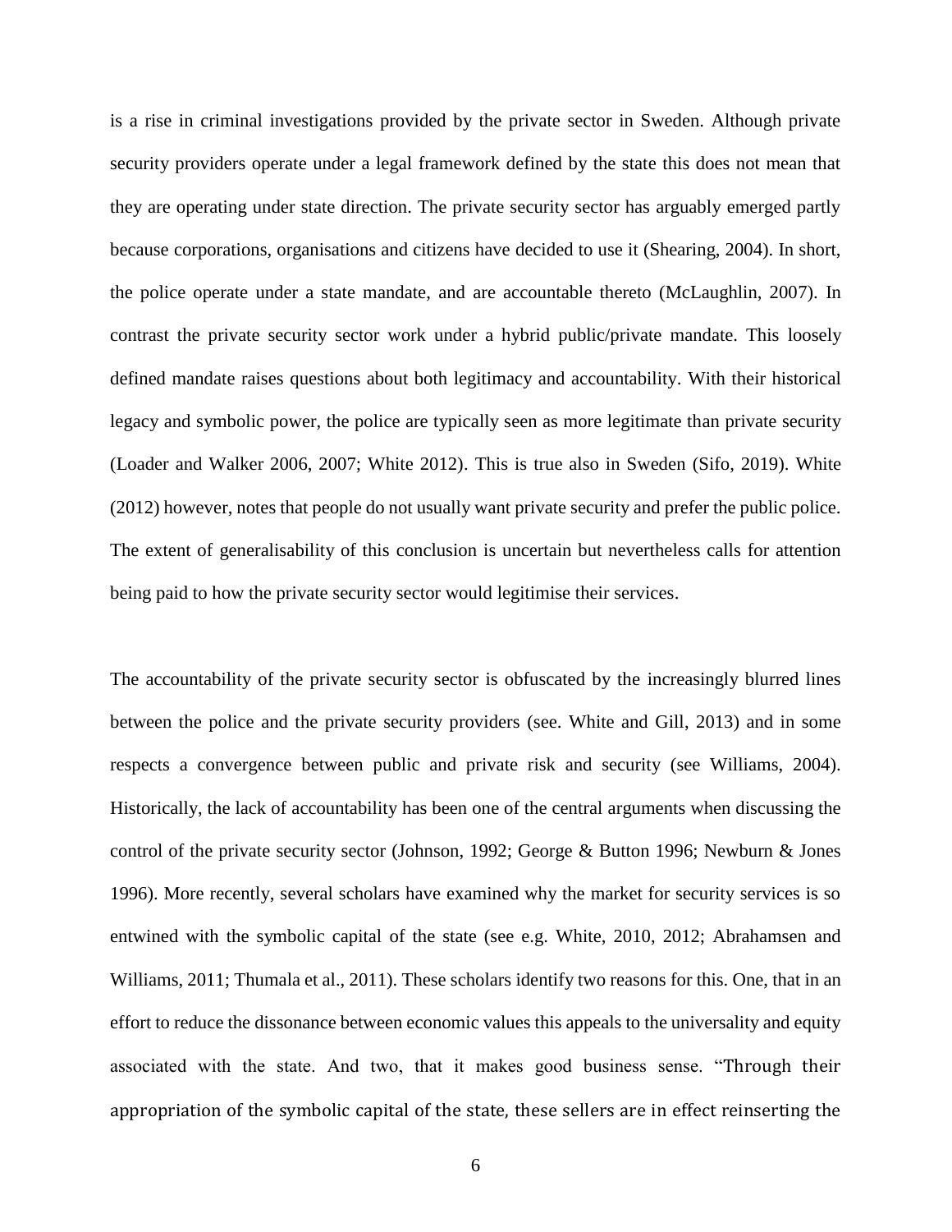is a rise in criminal investigations provided by the private sector in Sweden. Although private security providers operate under a legal framework defined by the state this does not mean that they are operating under state direction. The private security sector has arguably emerged partly because corporations, organisations and citizens have decided to use it (Shearing, 2004). In short, the police operate under a state mandate, and are accountable thereto (McLaughlin, 2007). In contrast the private security sector work under a hybrid public/private mandate. This loosely defined mandate raises questions about both legitimacy and accountability. With their historical legacy and symbolic power, the police are typically seen as more legitimate than private security (Loader and Walker 2006, 2007; White 2012). This is true also in Sweden (Sifo, 2019). White (2012) however, notes that people do not usually want private security and prefer the public police. The extent of generalisability of this conclusion is uncertain but nevertheless calls for attention being paid to how the private security sector would legitimise their services.

The accountability of the private security sector is obfuscated by the increasingly blurred lines between the police and the private security providers (see. White and Gill, 2013) and in some respects a convergence between public and private risk and security (see Williams, 2004). Historically, the lack of accountability has been one of the central arguments when discussing the control of the private security sector (Johnson, 1992; George & Button 1996; Newburn & Jones 1996). More recently, several scholars have examined why the market for security services is so entwined with the symbolic capital of the state (see e.g. White, 2010, 2012; Abrahamsen and Williams, 2011; Thumala et al., 2011). These scholars identify two reasons for this. One, that in an effort to reduce the dissonance between economic values this appeals to the universality and equity associated with the state. And two, that it makes good business sense. "Through their appropriation of the symbolic capital of the state, these sellers are in effect reinserting the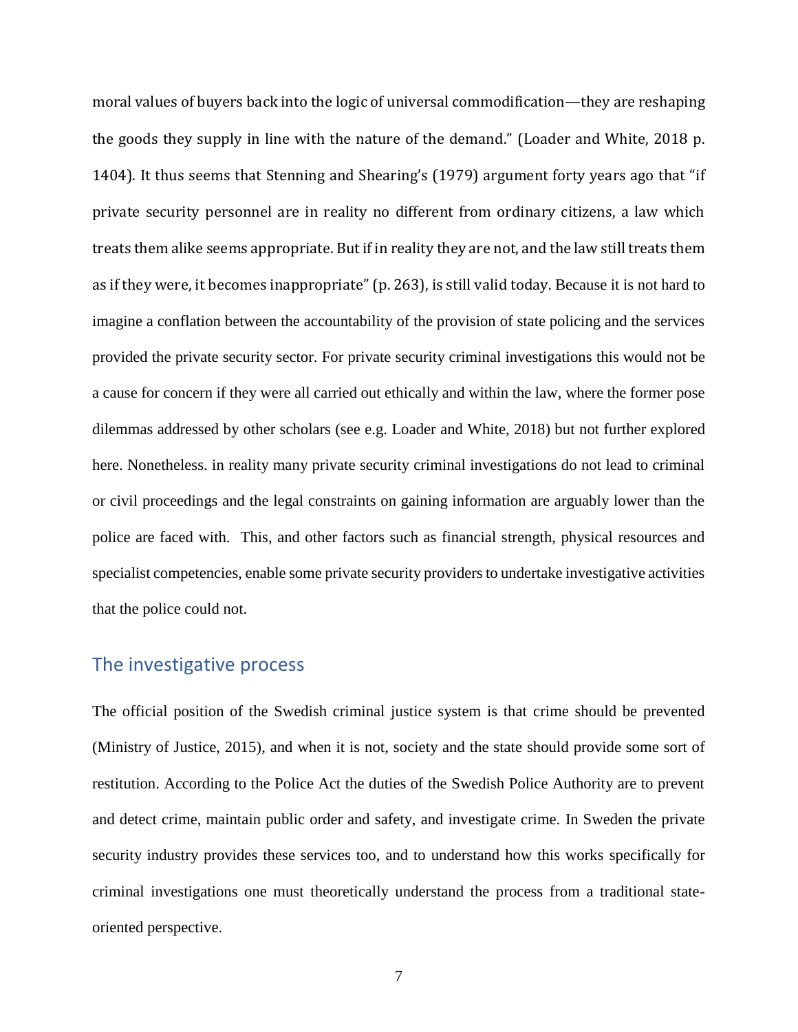moral values of buyers back into the logic of universal commodification—they are reshaping the goods they supply in line with the nature of the demand." (Loader and White, 2018 p. 1404). It thus seems that Stenning and Shearing's (1979) argument forty years ago that "if private security personnel are in reality no different from ordinary citizens, a law which treats them alike seems appropriate. But if in reality they are not, and the law still treats them as if they were, it becomes inappropriate" (p. 263), is still valid today. Because it is not hard to imagine a conflation between the accountability of the provision of state policing and the services provided the private security sector. For private security criminal investigations this would not be a cause for concern if they were all carried out ethically and within the law, where the former pose dilemmas addressed by other scholars (see e.g. Loader and White, 2018) but not further explored here. Nonetheless. in reality many private security criminal investigations do not lead to criminal or civil proceedings and the legal constraints on gaining information are arguably lower than the police are faced with. This, and other factors such as financial strength, physical resources and specialist competencies, enable some private security providers to undertake investigative activities that the police could not.

## The investigative process

The official position of the Swedish criminal justice system is that crime should be prevented (Ministry of Justice, 2015), and when it is not, society and the state should provide some sort of restitution. According to the Police Act the duties of the Swedish Police Authority are to prevent and detect crime, maintain public order and safety, and investigate crime. In Sweden the private security industry provides these services too, and to understand how this works specifically for criminal investigations one must theoretically understand the process from a traditional state-oriented perspective.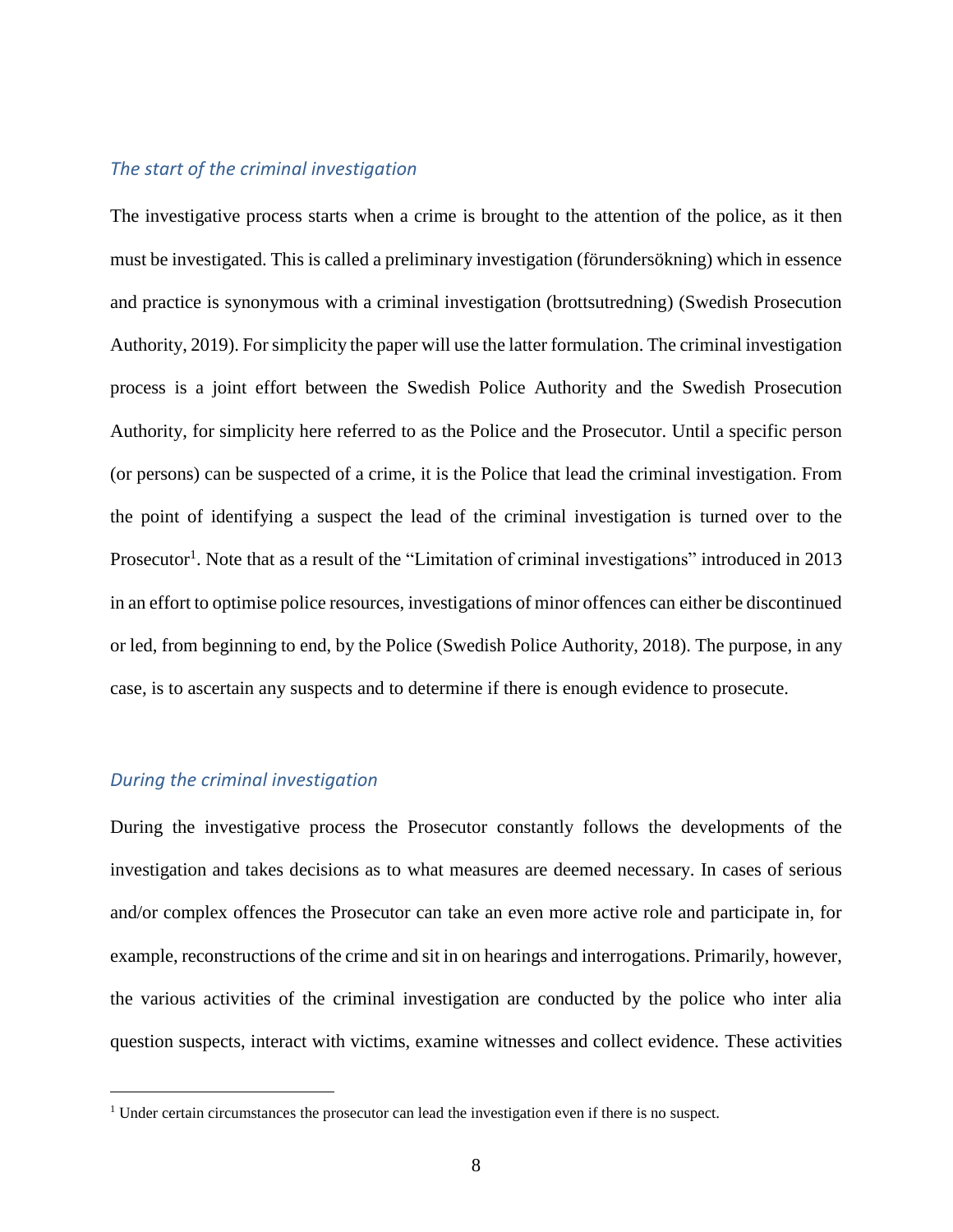### *The start of the criminal investigation*

The investigative process starts when a crime is brought to the attention of the police, as it then must be investigated. This is called a preliminary investigation (förundersökning) which in essence and practice is synonymous with a criminal investigation (brottsutredning) (Swedish Prosecution Authority, 2019). For simplicity the paper will use the latter formulation. The criminal investigation process is a joint effort between the Swedish Police Authority and the Swedish Prosecution Authority, for simplicity here referred to as the Police and the Prosecutor. Until a specific person (or persons) can be suspected of a crime, it is the Police that lead the criminal investigation. From the point of identifying a suspect the lead of the criminal investigation is turned over to the Prosecutor[1]. Note that as a result of the "Limitation of criminal investigations" introduced in 2013 in an effort to optimise police resources, investigations of minor offences can either be discontinued or led, from beginning to end, by the Police (Swedish Police Authority, 2018). The purpose, in any case, is to ascertain any suspects and to determine if there is enough evidence to prosecute.

### *During the criminal investigation*

During the investigative process the Prosecutor constantly follows the developments of the investigation and takes decisions as to what measures are deemed necessary. In cases of serious and/or complex offences the Prosecutor can take an even more active role and participate in, for example, reconstructions of the crime and sit in on hearings and interrogations. Primarily, however, the various activities of the criminal investigation are conducted by the police who inter alia question suspects, interact with victims, examine witnesses and collect evidence. These activities

[1] Under certain circumstances the prosecutor can lead the investigation even if there is no suspect.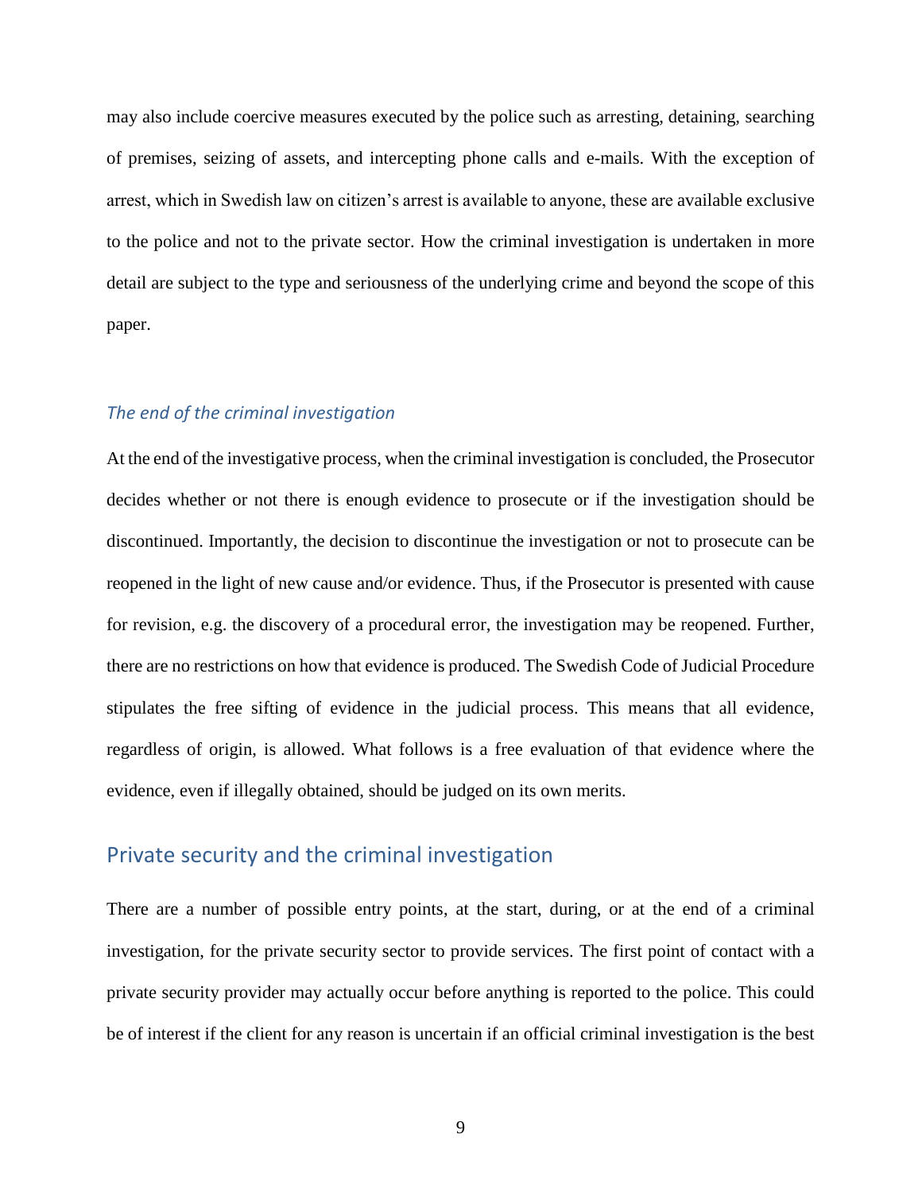may also include coercive measures executed by the police such as arresting, detaining, searching of premises, seizing of assets, and intercepting phone calls and e-mails. With the exception of arrest, which in Swedish law on citizen's arrest is available to anyone, these are available exclusive to the police and not to the private sector. How the criminal investigation is undertaken in more detail are subject to the type and seriousness of the underlying crime and beyond the scope of this paper.

### *The end of the criminal investigation*

At the end of the investigative process, when the criminal investigation is concluded, the Prosecutor decides whether or not there is enough evidence to prosecute or if the investigation should be discontinued. Importantly, the decision to discontinue the investigation or not to prosecute can be reopened in the light of new cause and/or evidence. Thus, if the Prosecutor is presented with cause for revision, e.g. the discovery of a procedural error, the investigation may be reopened. Further, there are no restrictions on how that evidence is produced. The Swedish Code of Judicial Procedure stipulates the free sifting of evidence in the judicial process. This means that all evidence, regardless of origin, is allowed. What follows is a free evaluation of that evidence where the evidence, even if illegally obtained, should be judged on its own merits.

## Private security and the criminal investigation

There are a number of possible entry points, at the start, during, or at the end of a criminal investigation, for the private security sector to provide services. The first point of contact with a private security provider may actually occur before anything is reported to the police. This could be of interest if the client for any reason is uncertain if an official criminal investigation is the best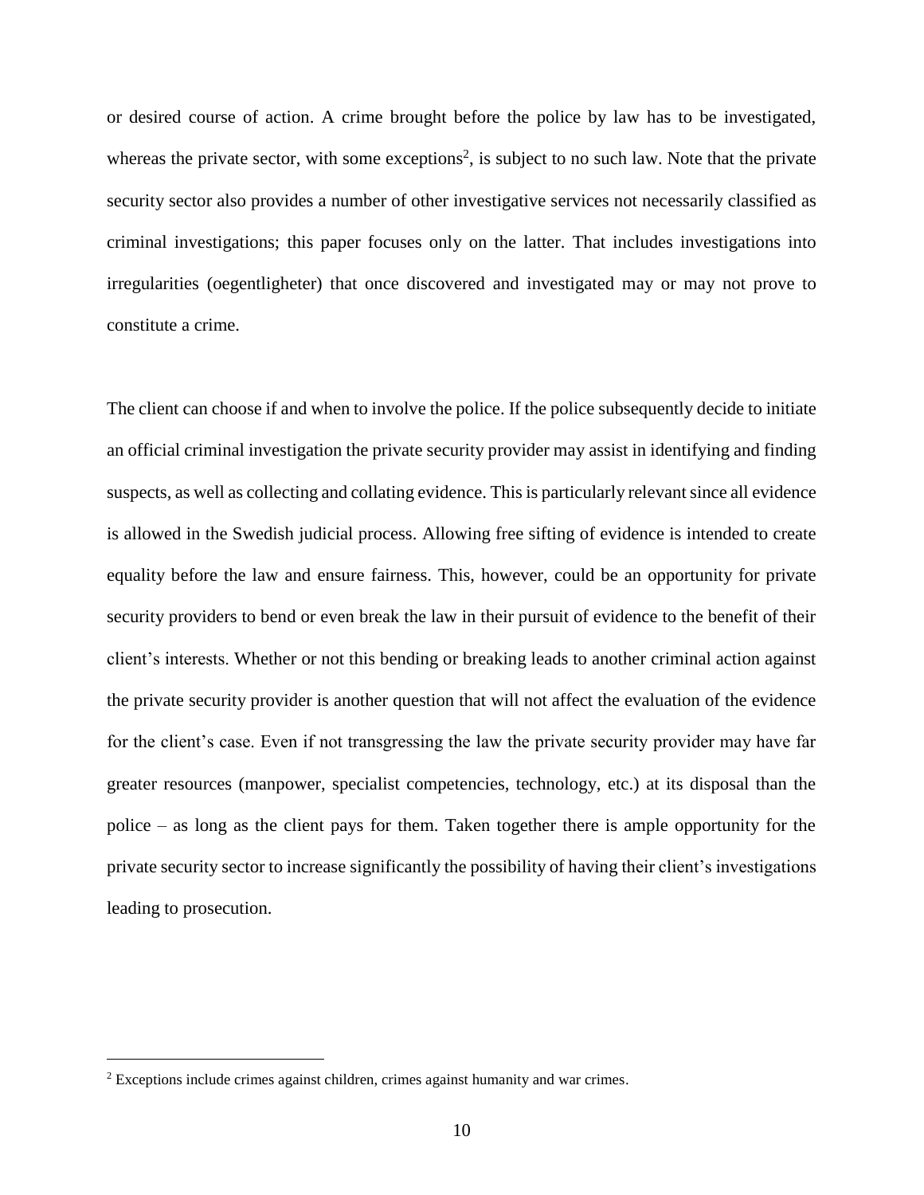or desired course of action. A crime brought before the police by law has to be investigated, whereas the private sector, with some exceptions[2], is subject to no such law. Note that the private security sector also provides a number of other investigative services not necessarily classified as criminal investigations; this paper focuses only on the latter. That includes investigations into irregularities (oegentligheter) that once discovered and investigated may or may not prove to constitute a crime.

The client can choose if and when to involve the police. If the police subsequently decide to initiate an official criminal investigation the private security provider may assist in identifying and finding suspects, as well as collecting and collating evidence. This is particularly relevant since all evidence is allowed in the Swedish judicial process. Allowing free sifting of evidence is intended to create equality before the law and ensure fairness. This, however, could be an opportunity for private security providers to bend or even break the law in their pursuit of evidence to the benefit of their client's interests. Whether or not this bending or breaking leads to another criminal action against the private security provider is another question that will not affect the evaluation of the evidence for the client's case. Even if not transgressing the law the private security provider may have far greater resources (manpower, specialist competencies, technology, etc.) at its disposal than the police – as long as the client pays for them. Taken together there is ample opportunity for the private security sector to increase significantly the possibility of having their client's investigations leading to prosecution.

[2] Exceptions include crimes against children, crimes against humanity and war crimes.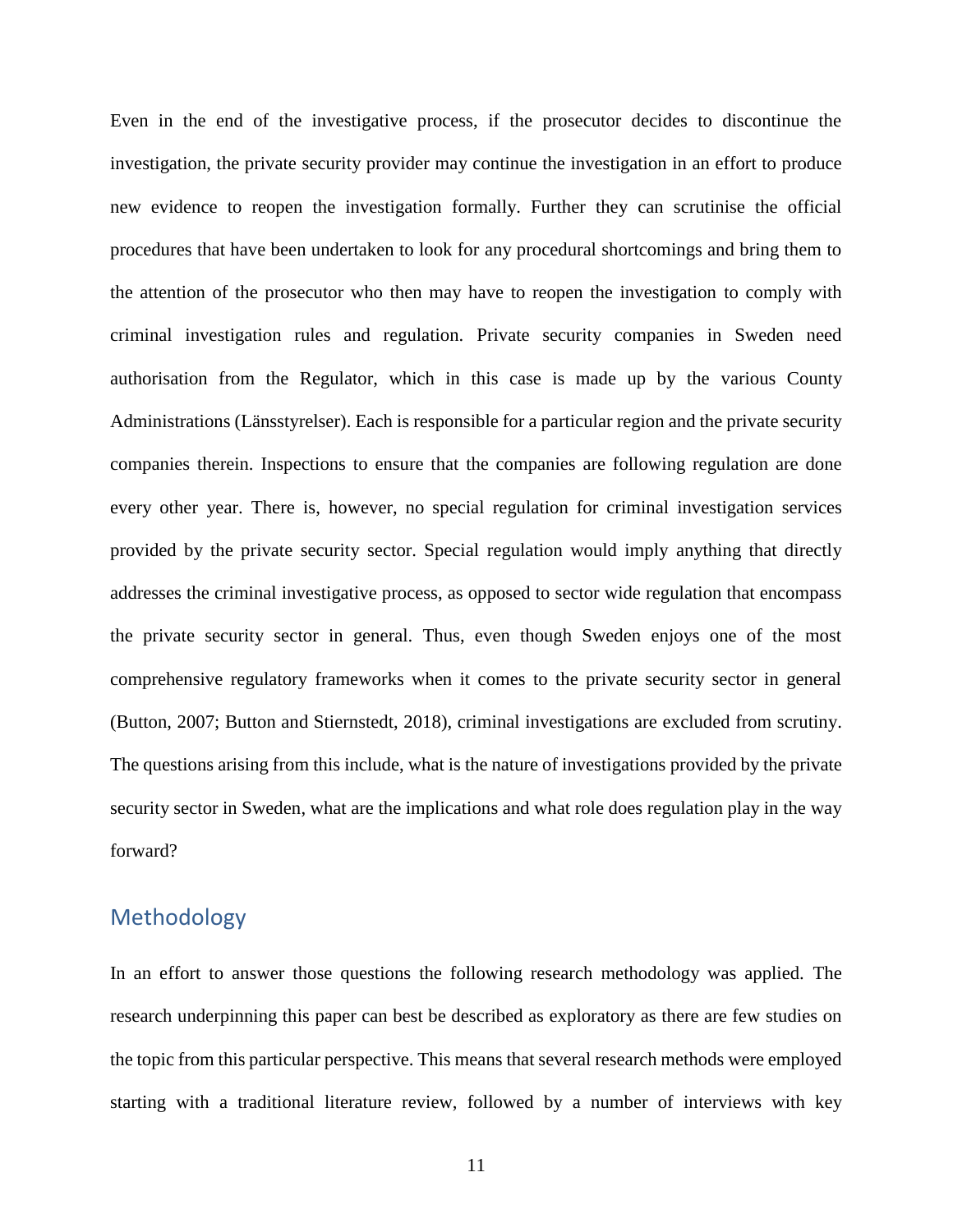Even in the end of the investigative process, if the prosecutor decides to discontinue the investigation, the private security provider may continue the investigation in an effort to produce new evidence to reopen the investigation formally. Further they can scrutinise the official procedures that have been undertaken to look for any procedural shortcomings and bring them to the attention of the prosecutor who then may have to reopen the investigation to comply with criminal investigation rules and regulation. Private security companies in Sweden need authorisation from the Regulator, which in this case is made up by the various County Administrations (Länsstyrelser). Each is responsible for a particular region and the private security companies therein. Inspections to ensure that the companies are following regulation are done every other year. There is, however, no special regulation for criminal investigation services provided by the private security sector. Special regulation would imply anything that directly addresses the criminal investigative process, as opposed to sector wide regulation that encompass the private security sector in general. Thus, even though Sweden enjoys one of the most comprehensive regulatory frameworks when it comes to the private security sector in general (Button, 2007; Button and Stiernstedt, 2018), criminal investigations are excluded from scrutiny. The questions arising from this include, what is the nature of investigations provided by the private security sector in Sweden, what are the implications and what role does regulation play in the way forward?

## Methodology

In an effort to answer those questions the following research methodology was applied. The research underpinning this paper can best be described as exploratory as there are few studies on the topic from this particular perspective. This means that several research methods were employed starting with a traditional literature review, followed by a number of interviews with key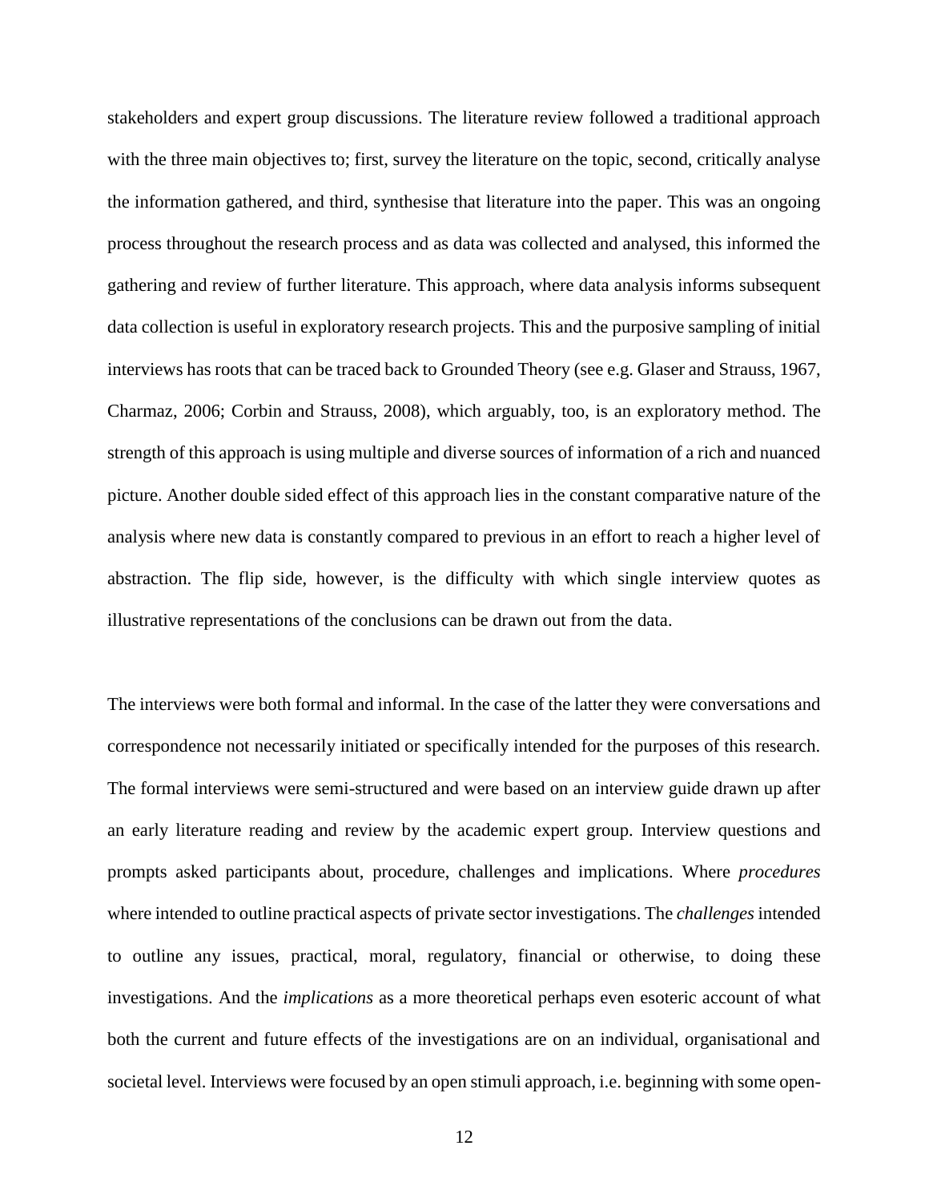stakeholders and expert group discussions. The literature review followed a traditional approach with the three main objectives to; first, survey the literature on the topic, second, critically analyse the information gathered, and third, synthesise that literature into the paper. This was an ongoing process throughout the research process and as data was collected and analysed, this informed the gathering and review of further literature. This approach, where data analysis informs subsequent data collection is useful in exploratory research projects. This and the purposive sampling of initial interviews has roots that can be traced back to Grounded Theory (see e.g. Glaser and Strauss, 1967, Charmaz, 2006; Corbin and Strauss, 2008), which arguably, too, is an exploratory method. The strength of this approach is using multiple and diverse sources of information of a rich and nuanced picture. Another double sided effect of this approach lies in the constant comparative nature of the analysis where new data is constantly compared to previous in an effort to reach a higher level of abstraction. The flip side, however, is the difficulty with which single interview quotes as illustrative representations of the conclusions can be drawn out from the data.

The interviews were both formal and informal. In the case of the latter they were conversations and correspondence not necessarily initiated or specifically intended for the purposes of this research. The formal interviews were semi-structured and were based on an interview guide drawn up after an early literature reading and review by the academic expert group. Interview questions and prompts asked participants about, procedure, challenges and implications. Where *procedures* where intended to outline practical aspects of private sector investigations. The *challenges* intended to outline any issues, practical, moral, regulatory, financial or otherwise, to doing these investigations. And the *implications* as a more theoretical perhaps even esoteric account of what both the current and future effects of the investigations are on an individual, organisational and societal level. Interviews were focused by an open stimuli approach, i.e. beginning with some open-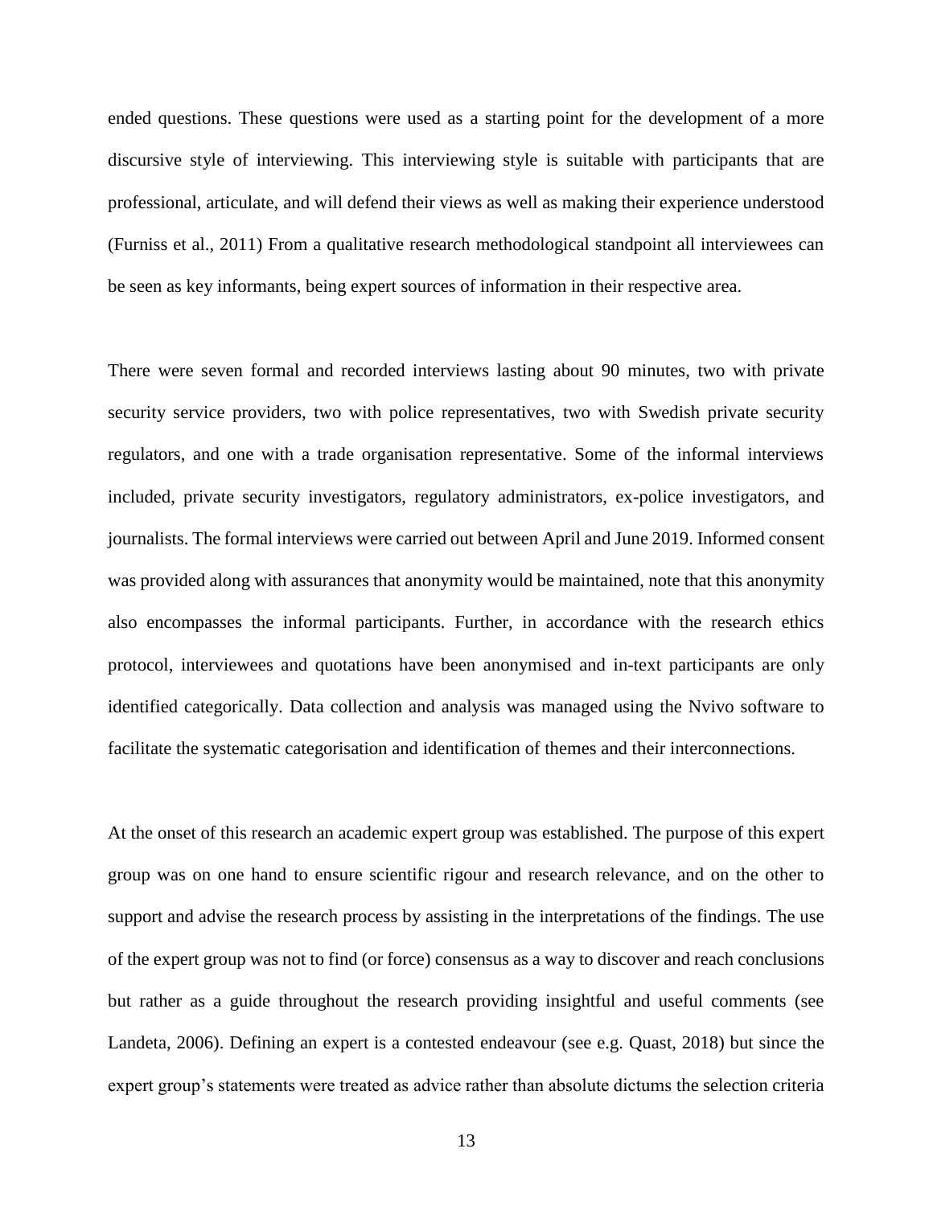ended questions. These questions were used as a starting point for the development of a more discursive style of interviewing. This interviewing style is suitable with participants that are professional, articulate, and will defend their views as well as making their experience understood (Furniss et al., 2011) From a qualitative research methodological standpoint all interviewees can be seen as key informants, being expert sources of information in their respective area.

There were seven formal and recorded interviews lasting about 90 minutes, two with private security service providers, two with police representatives, two with Swedish private security regulators, and one with a trade organisation representative. Some of the informal interviews included, private security investigators, regulatory administrators, ex-police investigators, and journalists. The formal interviews were carried out between April and June 2019. Informed consent was provided along with assurances that anonymity would be maintained, note that this anonymity also encompasses the informal participants. Further, in accordance with the research ethics protocol, interviewees and quotations have been anonymised and in-text participants are only identified categorically. Data collection and analysis was managed using the Nvivo software to facilitate the systematic categorisation and identification of themes and their interconnections.

At the onset of this research an academic expert group was established. The purpose of this expert group was on one hand to ensure scientific rigour and research relevance, and on the other to support and advise the research process by assisting in the interpretations of the findings. The use of the expert group was not to find (or force) consensus as a way to discover and reach conclusions but rather as a guide throughout the research providing insightful and useful comments (see Landeta, 2006). Defining an expert is a contested endeavour (see e.g. Quast, 2018) but since the expert group's statements were treated as advice rather than absolute dictums the selection criteria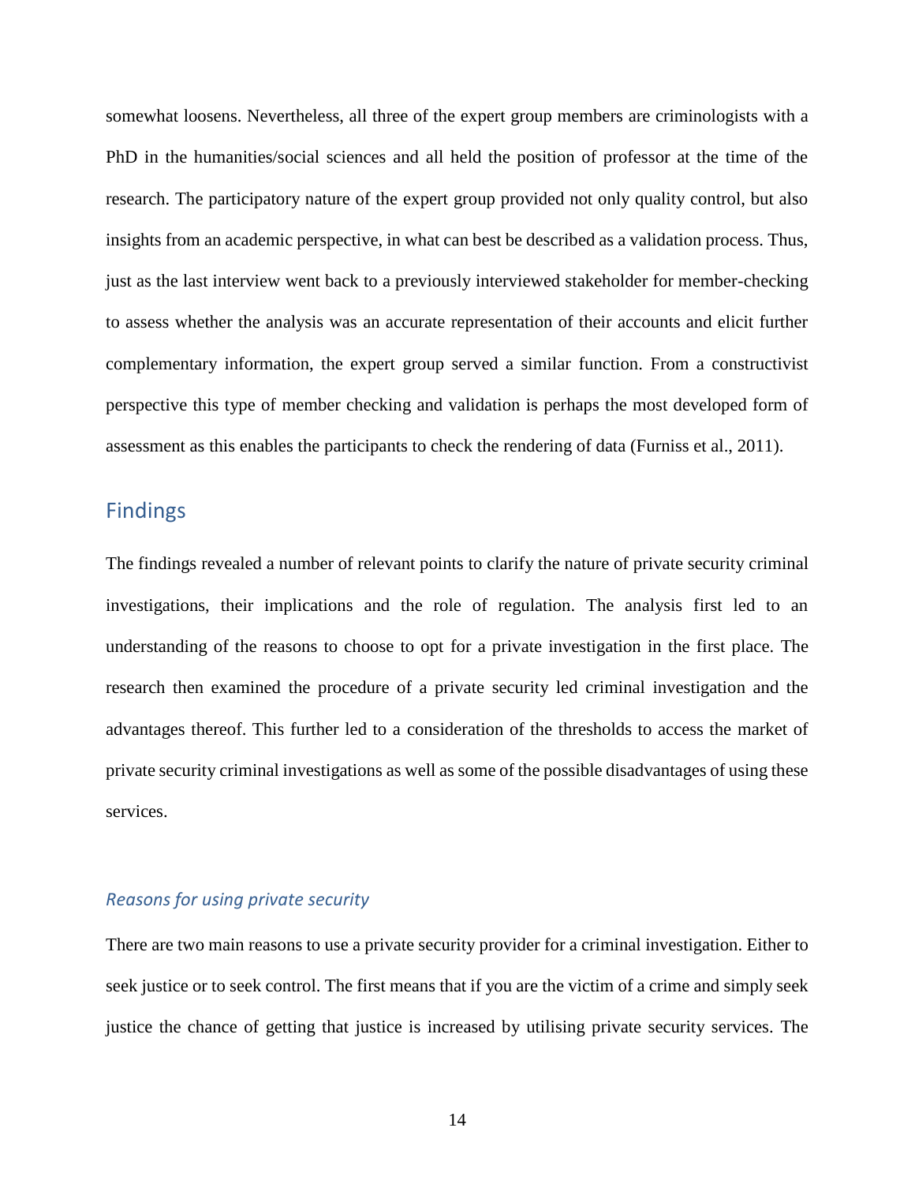somewhat loosens. Nevertheless, all three of the expert group members are criminologists with a PhD in the humanities/social sciences and all held the position of professor at the time of the research. The participatory nature of the expert group provided not only quality control, but also insights from an academic perspective, in what can best be described as a validation process. Thus, just as the last interview went back to a previously interviewed stakeholder for member-checking to assess whether the analysis was an accurate representation of their accounts and elicit further complementary information, the expert group served a similar function. From a constructivist perspective this type of member checking and validation is perhaps the most developed form of assessment as this enables the participants to check the rendering of data (Furniss et al., 2011).

## Findings

The findings revealed a number of relevant points to clarify the nature of private security criminal investigations, their implications and the role of regulation. The analysis first led to an understanding of the reasons to choose to opt for a private investigation in the first place. The research then examined the procedure of a private security led criminal investigation and the advantages thereof. This further led to a consideration of the thresholds to access the market of private security criminal investigations as well as some of the possible disadvantages of using these services.

### *Reasons for using private security*

There are two main reasons to use a private security provider for a criminal investigation. Either to seek justice or to seek control. The first means that if you are the victim of a crime and simply seek justice the chance of getting that justice is increased by utilising private security services. The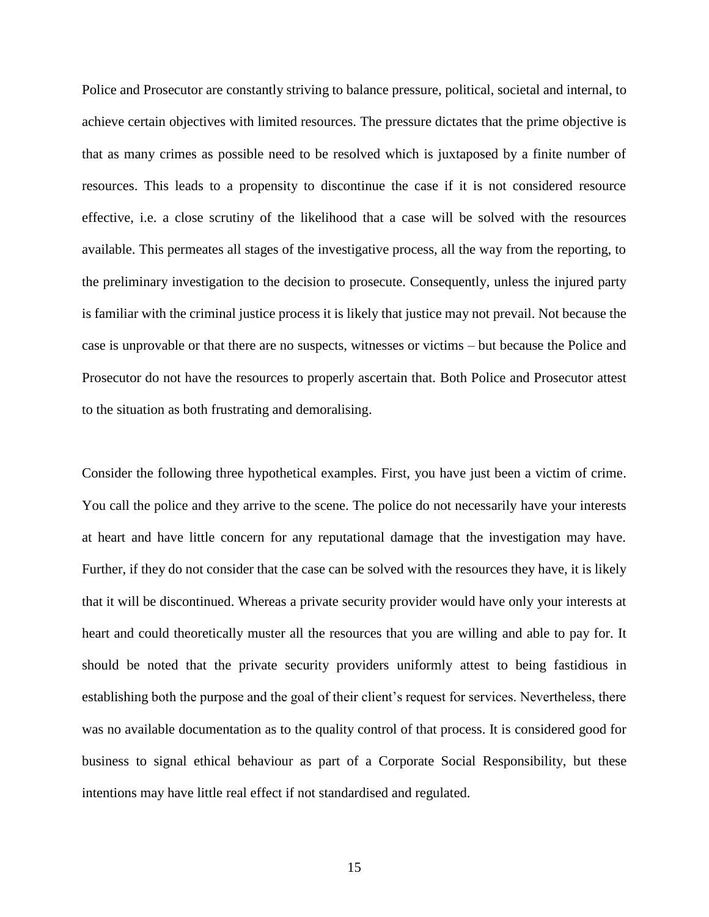Police and Prosecutor are constantly striving to balance pressure, political, societal and internal, to achieve certain objectives with limited resources. The pressure dictates that the prime objective is that as many crimes as possible need to be resolved which is juxtaposed by a finite number of resources. This leads to a propensity to discontinue the case if it is not considered resource effective, i.e. a close scrutiny of the likelihood that a case will be solved with the resources available. This permeates all stages of the investigative process, all the way from the reporting, to the preliminary investigation to the decision to prosecute. Consequently, unless the injured party is familiar with the criminal justice process it is likely that justice may not prevail. Not because the case is unprovable or that there are no suspects, witnesses or victims – but because the Police and Prosecutor do not have the resources to properly ascertain that. Both Police and Prosecutor attest to the situation as both frustrating and demoralising.

Consider the following three hypothetical examples. First, you have just been a victim of crime. You call the police and they arrive to the scene. The police do not necessarily have your interests at heart and have little concern for any reputational damage that the investigation may have. Further, if they do not consider that the case can be solved with the resources they have, it is likely that it will be discontinued. Whereas a private security provider would have only your interests at heart and could theoretically muster all the resources that you are willing and able to pay for. It should be noted that the private security providers uniformly attest to being fastidious in establishing both the purpose and the goal of their client's request for services. Nevertheless, there was no available documentation as to the quality control of that process. It is considered good for business to signal ethical behaviour as part of a Corporate Social Responsibility, but these intentions may have little real effect if not standardised and regulated.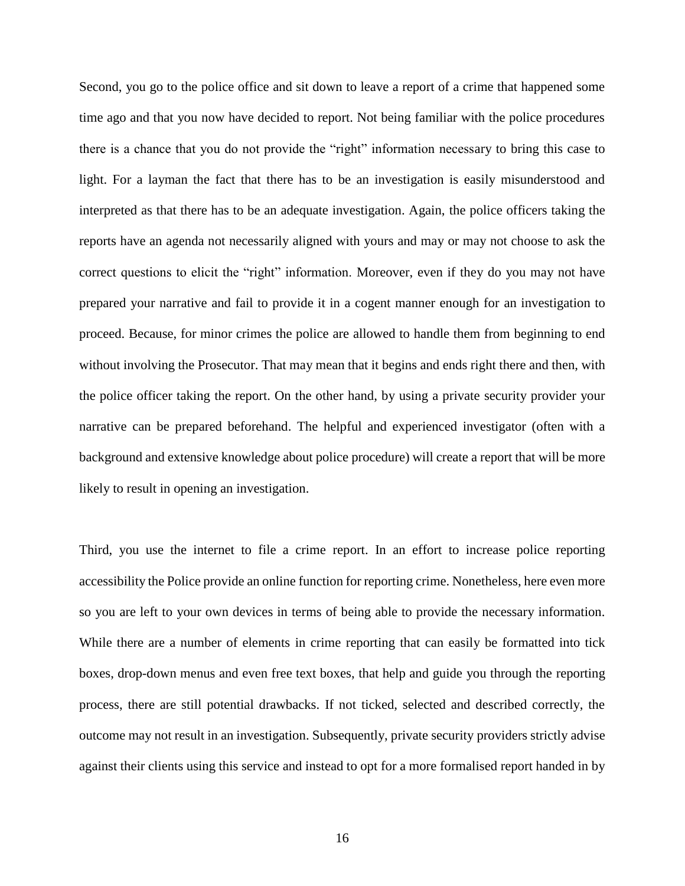Second, you go to the police office and sit down to leave a report of a crime that happened some time ago and that you now have decided to report. Not being familiar with the police procedures there is a chance that you do not provide the “right” information necessary to bring this case to light. For a layman the fact that there has to be an investigation is easily misunderstood and interpreted as that there has to be an adequate investigation. Again, the police officers taking the reports have an agenda not necessarily aligned with yours and may or may not choose to ask the correct questions to elicit the “right” information. Moreover, even if they do you may not have prepared your narrative and fail to provide it in a cogent manner enough for an investigation to proceed. Because, for minor crimes the police are allowed to handle them from beginning to end without involving the Prosecutor. That may mean that it begins and ends right there and then, with the police officer taking the report. On the other hand, by using a private security provider your narrative can be prepared beforehand. The helpful and experienced investigator (often with a background and extensive knowledge about police procedure) will create a report that will be more likely to result in opening an investigation.

Third, you use the internet to file a crime report. In an effort to increase police reporting accessibility the Police provide an online function for reporting crime. Nonetheless, here even more so you are left to your own devices in terms of being able to provide the necessary information. While there are a number of elements in crime reporting that can easily be formatted into tick boxes, drop-down menus and even free text boxes, that help and guide you through the reporting process, there are still potential drawbacks. If not ticked, selected and described correctly, the outcome may not result in an investigation. Subsequently, private security providers strictly advise against their clients using this service and instead to opt for a more formalised report handed in by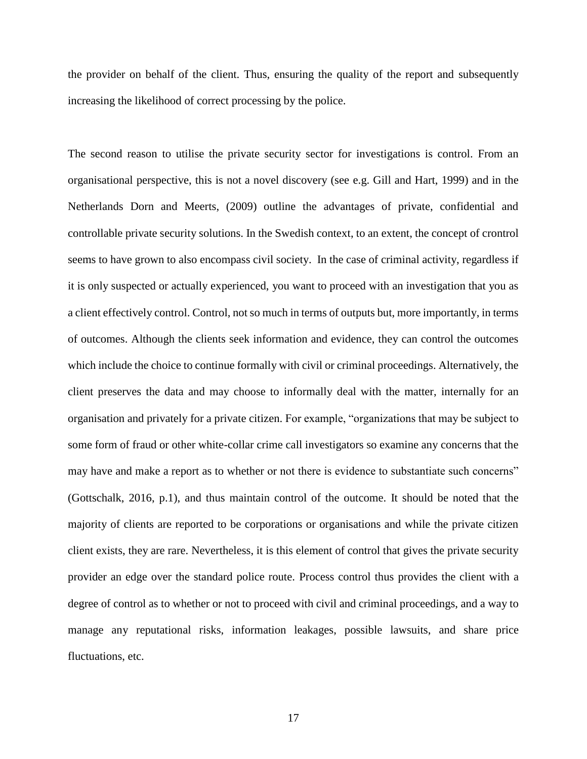the provider on behalf of the client. Thus, ensuring the quality of the report and subsequently increasing the likelihood of correct processing by the police.

The second reason to utilise the private security sector for investigations is control. From an organisational perspective, this is not a novel discovery (see e.g. Gill and Hart, 1999) and in the Netherlands Dorn and Meerts, (2009) outline the advantages of private, confidential and controllable private security solutions. In the Swedish context, to an extent, the concept of crontrol seems to have grown to also encompass civil society. In the case of criminal activity, regardless if it is only suspected or actually experienced, you want to proceed with an investigation that you as a client effectively control. Control, not so much in terms of outputs but, more importantly, in terms of outcomes. Although the clients seek information and evidence, they can control the outcomes which include the choice to continue formally with civil or criminal proceedings. Alternatively, the client preserves the data and may choose to informally deal with the matter, internally for an organisation and privately for a private citizen. For example, "organizations that may be subject to some form of fraud or other white-collar crime call investigators so examine any concerns that the may have and make a report as to whether or not there is evidence to substantiate such concerns" (Gottschalk, 2016, p.1), and thus maintain control of the outcome. It should be noted that the majority of clients are reported to be corporations or organisations and while the private citizen client exists, they are rare. Nevertheless, it is this element of control that gives the private security provider an edge over the standard police route. Process control thus provides the client with a degree of control as to whether or not to proceed with civil and criminal proceedings, and a way to manage any reputational risks, information leakages, possible lawsuits, and share price fluctuations, etc.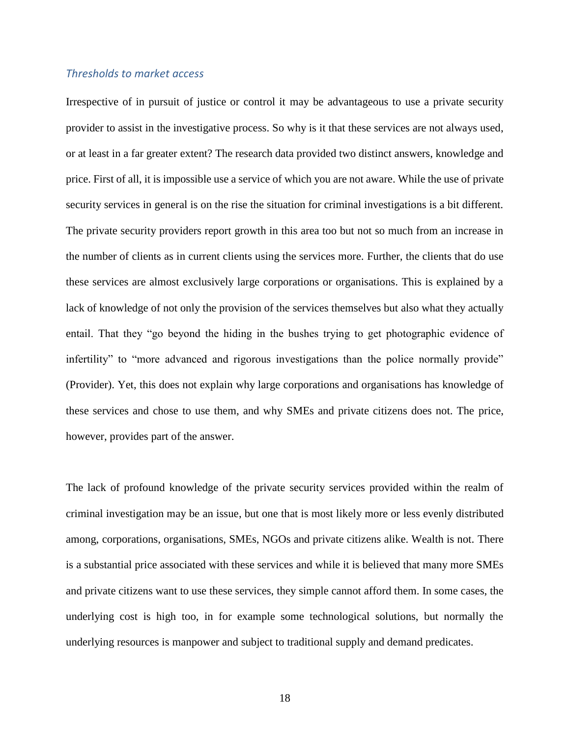### *Thresholds to market access*

Irrespective of in pursuit of justice or control it may be advantageous to use a private security provider to assist in the investigative process. So why is it that these services are not always used, or at least in a far greater extent? The research data provided two distinct answers, knowledge and price. First of all, it is impossible use a service of which you are not aware. While the use of private security services in general is on the rise the situation for criminal investigations is a bit different. The private security providers report growth in this area too but not so much from an increase in the number of clients as in current clients using the services more. Further, the clients that do use these services are almost exclusively large corporations or organisations. This is explained by a lack of knowledge of not only the provision of the services themselves but also what they actually entail. That they "go beyond the hiding in the bushes trying to get photographic evidence of infertility" to "more advanced and rigorous investigations than the police normally provide" (Provider). Yet, this does not explain why large corporations and organisations has knowledge of these services and chose to use them, and why SMEs and private citizens does not. The price, however, provides part of the answer.

The lack of profound knowledge of the private security services provided within the realm of criminal investigation may be an issue, but one that is most likely more or less evenly distributed among, corporations, organisations, SMEs, NGOs and private citizens alike. Wealth is not. There is a substantial price associated with these services and while it is believed that many more SMEs and private citizens want to use these services, they simple cannot afford them. In some cases, the underlying cost is high too, in for example some technological solutions, but normally the underlying resources is manpower and subject to traditional supply and demand predicates.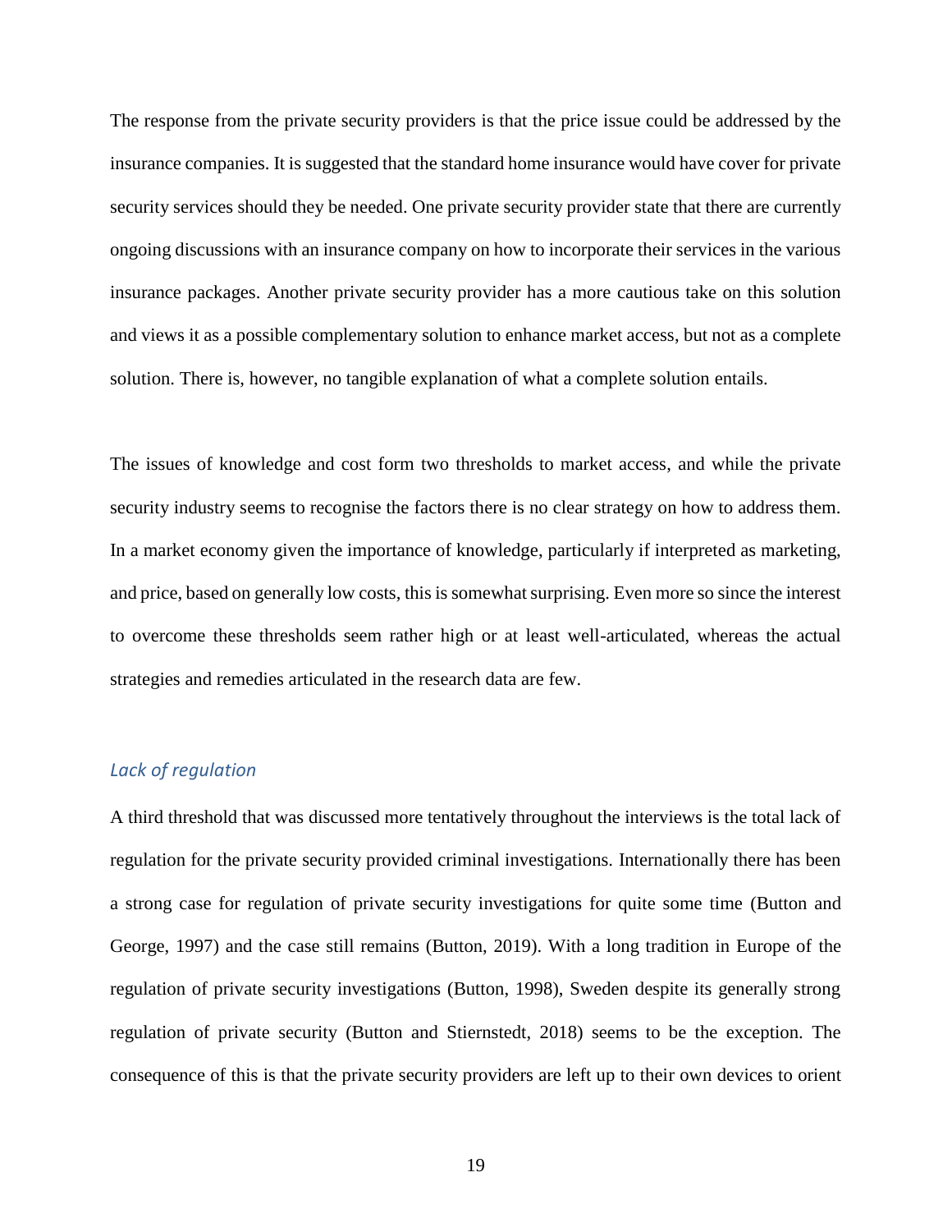The response from the private security providers is that the price issue could be addressed by the insurance companies. It is suggested that the standard home insurance would have cover for private security services should they be needed. One private security provider state that there are currently ongoing discussions with an insurance company on how to incorporate their services in the various insurance packages. Another private security provider has a more cautious take on this solution and views it as a possible complementary solution to enhance market access, but not as a complete solution. There is, however, no tangible explanation of what a complete solution entails.

The issues of knowledge and cost form two thresholds to market access, and while the private security industry seems to recognise the factors there is no clear strategy on how to address them. In a market economy given the importance of knowledge, particularly if interpreted as marketing, and price, based on generally low costs, this is somewhat surprising. Even more so since the interest to overcome these thresholds seem rather high or at least well-articulated, whereas the actual strategies and remedies articulated in the research data are few.

### *Lack of regulation*

A third threshold that was discussed more tentatively throughout the interviews is the total lack of regulation for the private security provided criminal investigations. Internationally there has been a strong case for regulation of private security investigations for quite some time (Button and George, 1997) and the case still remains (Button, 2019). With a long tradition in Europe of the regulation of private security investigations (Button, 1998), Sweden despite its generally strong regulation of private security (Button and Stiernstedt, 2018) seems to be the exception. The consequence of this is that the private security providers are left up to their own devices to orient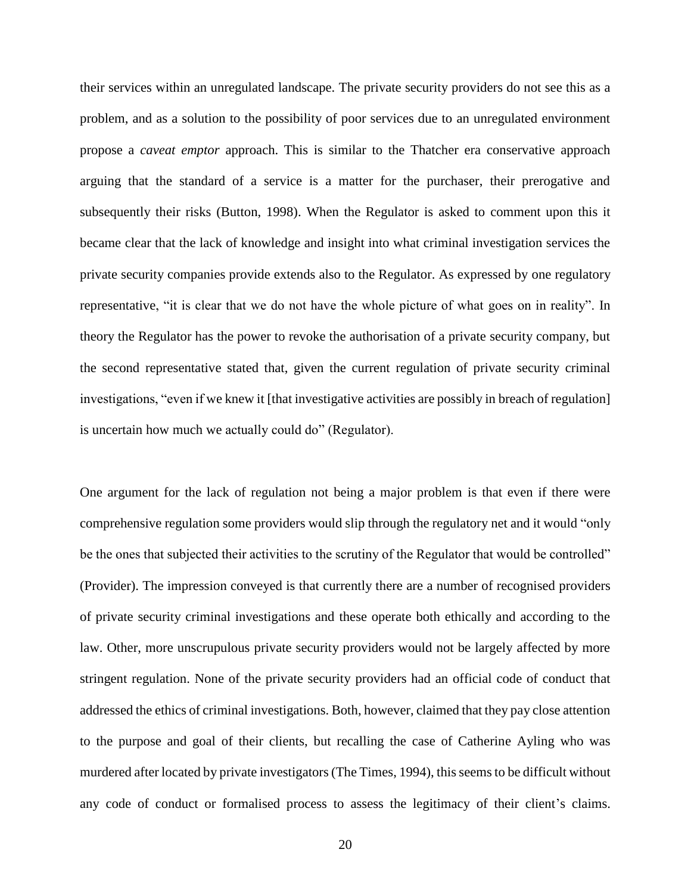their services within an unregulated landscape. The private security providers do not see this as a problem, and as a solution to the possibility of poor services due to an unregulated environment propose a *caveat emptor* approach. This is similar to the Thatcher era conservative approach arguing that the standard of a service is a matter for the purchaser, their prerogative and subsequently their risks (Button, 1998). When the Regulator is asked to comment upon this it became clear that the lack of knowledge and insight into what criminal investigation services the private security companies provide extends also to the Regulator. As expressed by one regulatory representative, "it is clear that we do not have the whole picture of what goes on in reality". In theory the Regulator has the power to revoke the authorisation of a private security company, but the second representative stated that, given the current regulation of private security criminal investigations, "even if we knew it [that investigative activities are possibly in breach of regulation] is uncertain how much we actually could do" (Regulator).

One argument for the lack of regulation not being a major problem is that even if there were comprehensive regulation some providers would slip through the regulatory net and it would "only be the ones that subjected their activities to the scrutiny of the Regulator that would be controlled" (Provider). The impression conveyed is that currently there are a number of recognised providers of private security criminal investigations and these operate both ethically and according to the law. Other, more unscrupulous private security providers would not be largely affected by more stringent regulation. None of the private security providers had an official code of conduct that addressed the ethics of criminal investigations. Both, however, claimed that they pay close attention to the purpose and goal of their clients, but recalling the case of Catherine Ayling who was murdered after located by private investigators (The Times, 1994), this seems to be difficult without any code of conduct or formalised process to assess the legitimacy of their client's claims.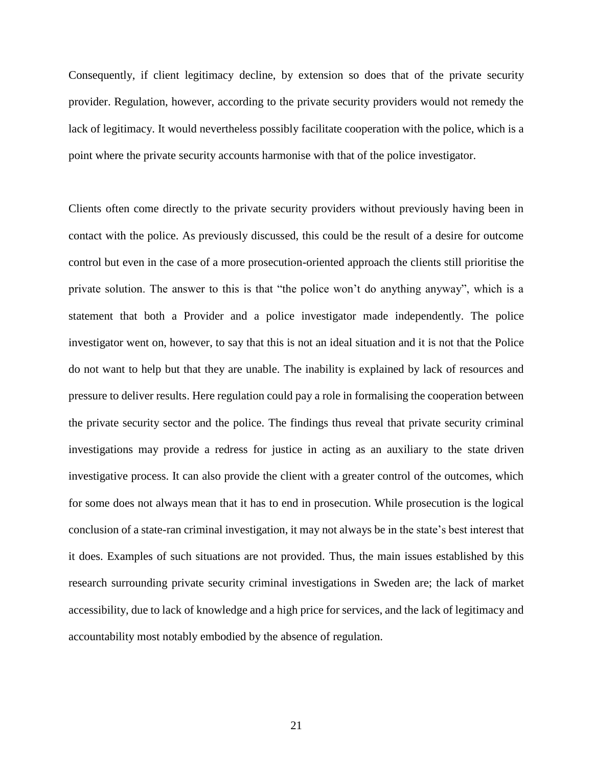Consequently, if client legitimacy decline, by extension so does that of the private security provider. Regulation, however, according to the private security providers would not remedy the lack of legitimacy. It would nevertheless possibly facilitate cooperation with the police, which is a point where the private security accounts harmonise with that of the police investigator.

Clients often come directly to the private security providers without previously having been in contact with the police. As previously discussed, this could be the result of a desire for outcome control but even in the case of a more prosecution-oriented approach the clients still prioritise the private solution. The answer to this is that "the police won't do anything anyway", which is a statement that both a Provider and a police investigator made independently. The police investigator went on, however, to say that this is not an ideal situation and it is not that the Police do not want to help but that they are unable. The inability is explained by lack of resources and pressure to deliver results. Here regulation could pay a role in formalising the cooperation between the private security sector and the police. The findings thus reveal that private security criminal investigations may provide a redress for justice in acting as an auxiliary to the state driven investigative process. It can also provide the client with a greater control of the outcomes, which for some does not always mean that it has to end in prosecution. While prosecution is the logical conclusion of a state-ran criminal investigation, it may not always be in the state's best interest that it does. Examples of such situations are not provided. Thus, the main issues established by this research surrounding private security criminal investigations in Sweden are; the lack of market accessibility, due to lack of knowledge and a high price for services, and the lack of legitimacy and accountability most notably embodied by the absence of regulation.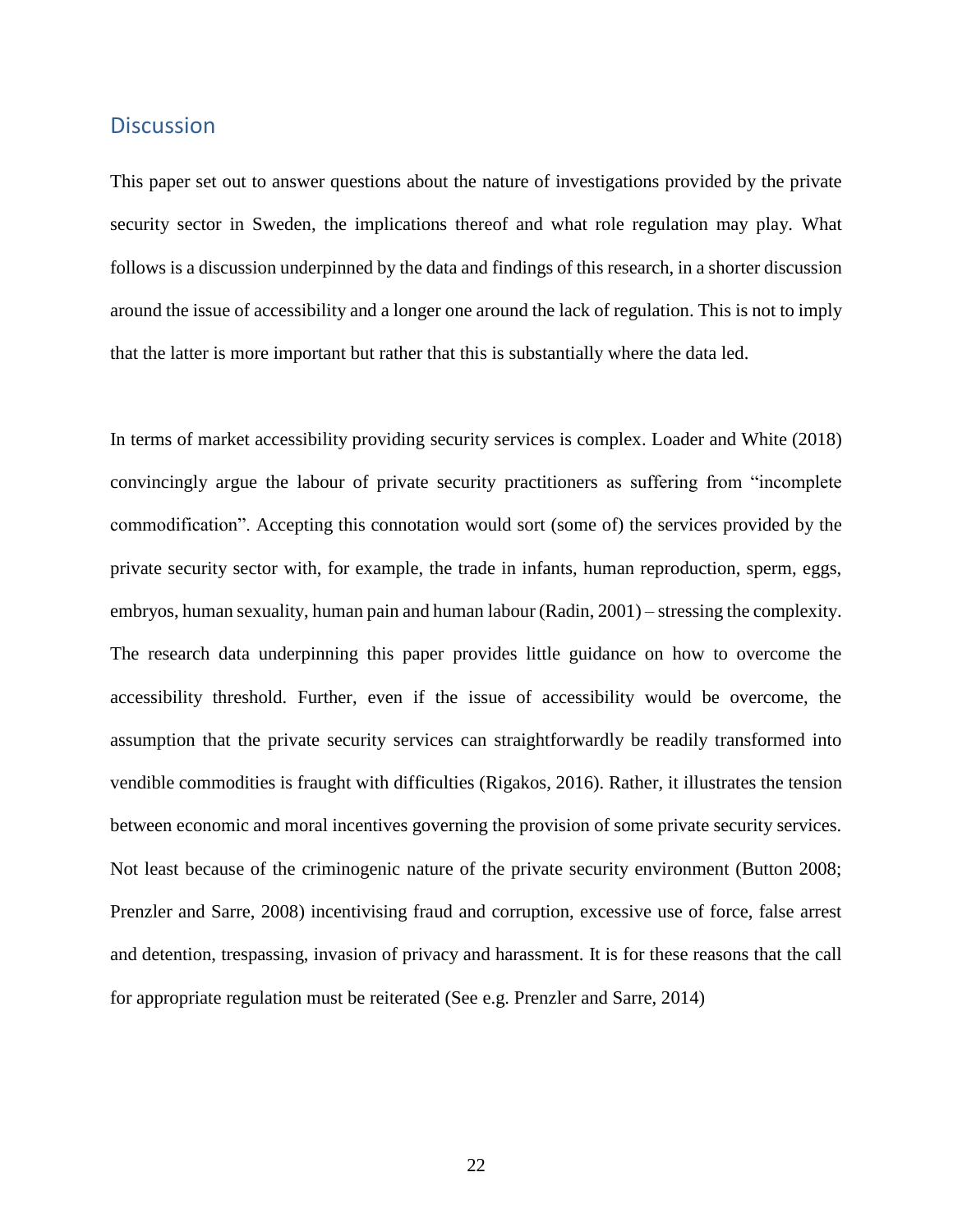## Discussion

This paper set out to answer questions about the nature of investigations provided by the private security sector in Sweden, the implications thereof and what role regulation may play. What follows is a discussion underpinned by the data and findings of this research, in a shorter discussion around the issue of accessibility and a longer one around the lack of regulation. This is not to imply that the latter is more important but rather that this is substantially where the data led.

In terms of market accessibility providing security services is complex. Loader and White (2018) convincingly argue the labour of private security practitioners as suffering from "incomplete commodification". Accepting this connotation would sort (some of) the services provided by the private security sector with, for example, the trade in infants, human reproduction, sperm, eggs, embryos, human sexuality, human pain and human labour (Radin, 2001) – stressing the complexity. The research data underpinning this paper provides little guidance on how to overcome the accessibility threshold. Further, even if the issue of accessibility would be overcome, the assumption that the private security services can straightforwardly be readily transformed into vendible commodities is fraught with difficulties (Rigakos, 2016). Rather, it illustrates the tension between economic and moral incentives governing the provision of some private security services. Not least because of the criminogenic nature of the private security environment (Button 2008; Prenzler and Sarre, 2008) incentivising fraud and corruption, excessive use of force, false arrest and detention, trespassing, invasion of privacy and harassment. It is for these reasons that the call for appropriate regulation must be reiterated (See e.g. Prenzler and Sarre, 2014)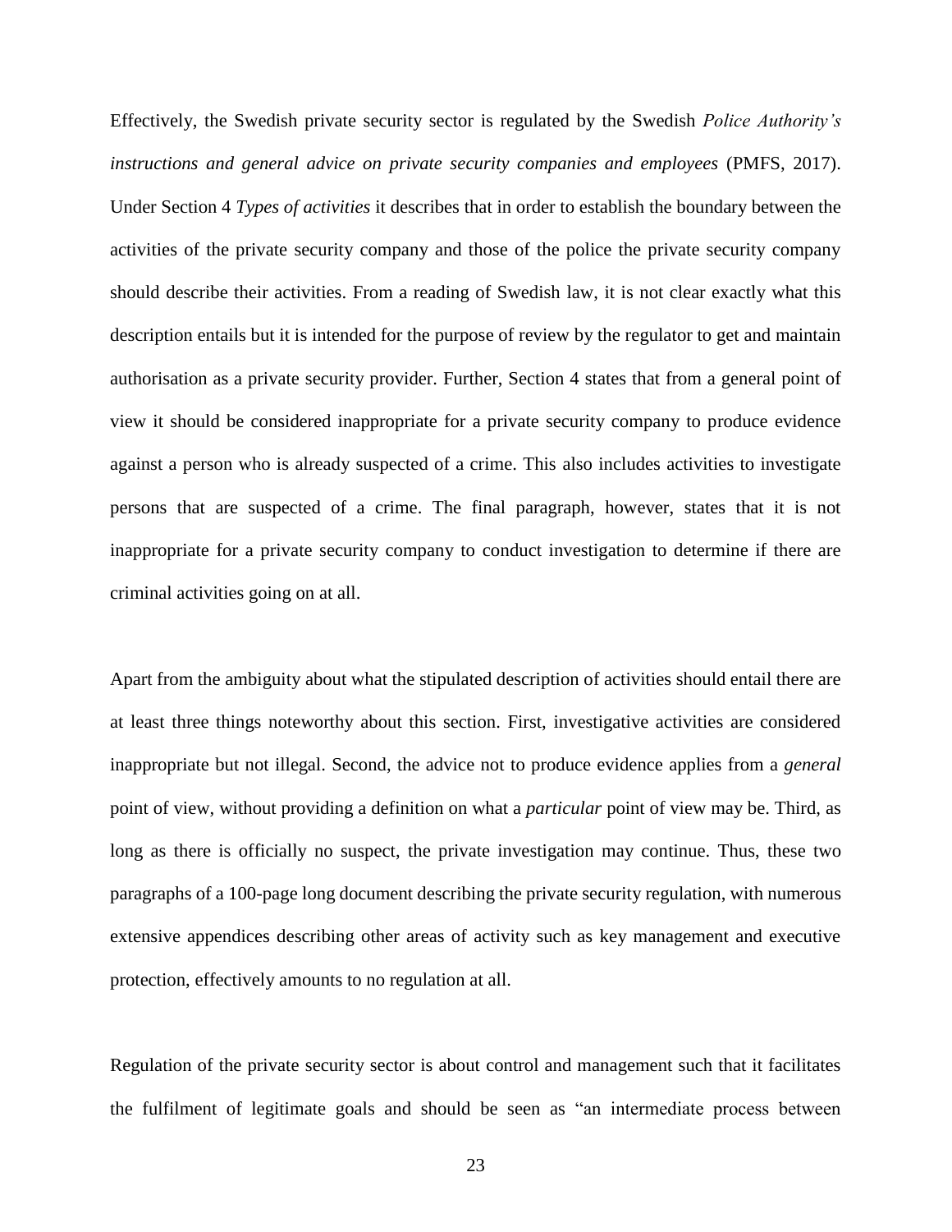Effectively, the Swedish private security sector is regulated by the Swedish *Police Authority's instructions and general advice on private security companies and employees* (PMFS, 2017). Under Section 4 *Types of activities* it describes that in order to establish the boundary between the activities of the private security company and those of the police the private security company should describe their activities. From a reading of Swedish law, it is not clear exactly what this description entails but it is intended for the purpose of review by the regulator to get and maintain authorisation as a private security provider. Further, Section 4 states that from a general point of view it should be considered inappropriate for a private security company to produce evidence against a person who is already suspected of a crime. This also includes activities to investigate persons that are suspected of a crime. The final paragraph, however, states that it is not inappropriate for a private security company to conduct investigation to determine if there are criminal activities going on at all.

Apart from the ambiguity about what the stipulated description of activities should entail there are at least three things noteworthy about this section. First, investigative activities are considered inappropriate but not illegal. Second, the advice not to produce evidence applies from a *general* point of view, without providing a definition on what a *particular* point of view may be. Third, as long as there is officially no suspect, the private investigation may continue. Thus, these two paragraphs of a 100-page long document describing the private security regulation, with numerous extensive appendices describing other areas of activity such as key management and executive protection, effectively amounts to no regulation at all.

Regulation of the private security sector is about control and management such that it facilitates the fulfilment of legitimate goals and should be seen as "an intermediate process between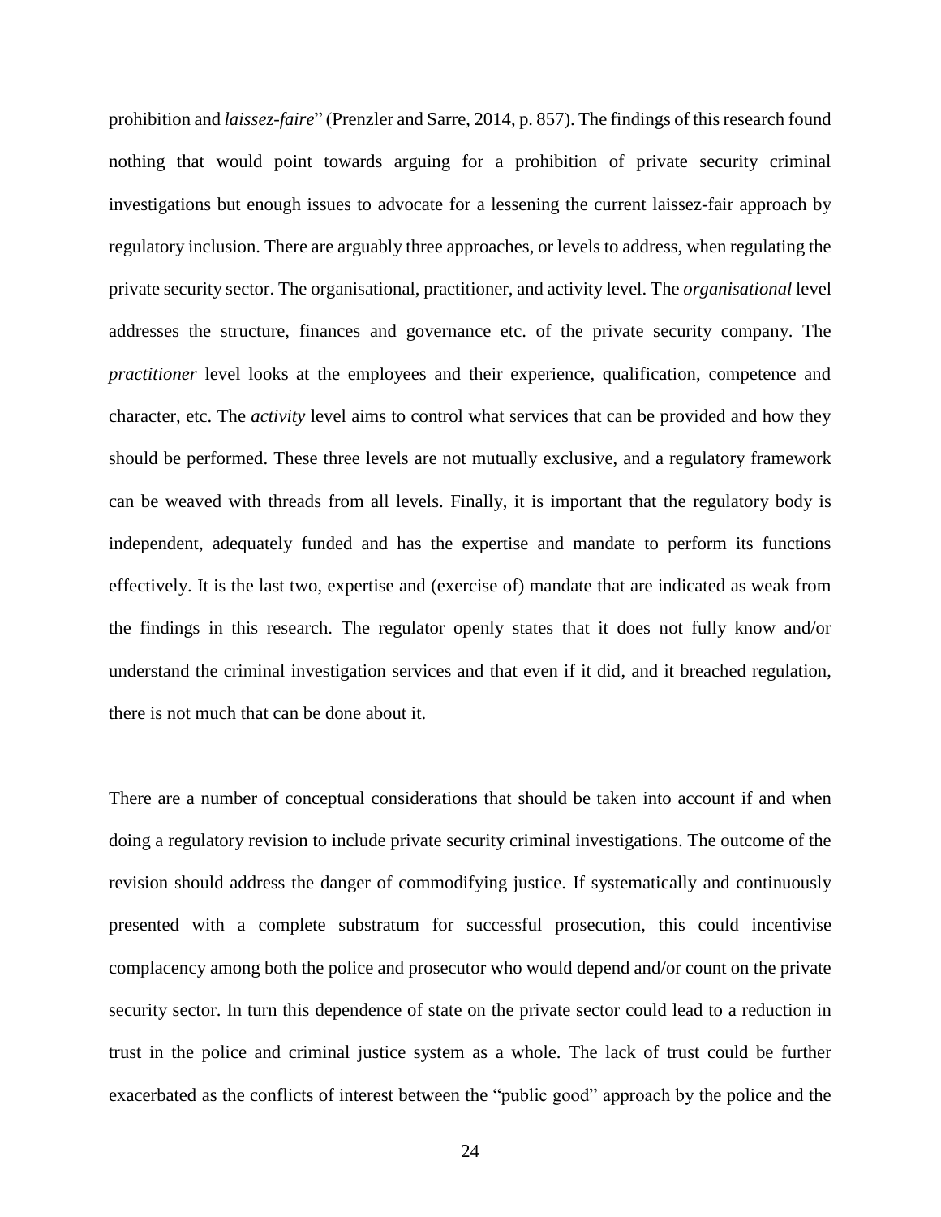prohibition and *laissez-faire*" (Prenzler and Sarre, 2014, p. 857). The findings of this research found nothing that would point towards arguing for a prohibition of private security criminal investigations but enough issues to advocate for a lessening the current laissez-fair approach by regulatory inclusion. There are arguably three approaches, or levels to address, when regulating the private security sector. The organisational, practitioner, and activity level. The *organisational* level addresses the structure, finances and governance etc. of the private security company. The *practitioner* level looks at the employees and their experience, qualification, competence and character, etc. The *activity* level aims to control what services that can be provided and how they should be performed. These three levels are not mutually exclusive, and a regulatory framework can be weaved with threads from all levels. Finally, it is important that the regulatory body is independent, adequately funded and has the expertise and mandate to perform its functions effectively. It is the last two, expertise and (exercise of) mandate that are indicated as weak from the findings in this research. The regulator openly states that it does not fully know and/or understand the criminal investigation services and that even if it did, and it breached regulation, there is not much that can be done about it.

There are a number of conceptual considerations that should be taken into account if and when doing a regulatory revision to include private security criminal investigations. The outcome of the revision should address the danger of commodifying justice. If systematically and continuously presented with a complete substratum for successful prosecution, this could incentivise complacency among both the police and prosecutor who would depend and/or count on the private security sector. In turn this dependence of state on the private sector could lead to a reduction in trust in the police and criminal justice system as a whole. The lack of trust could be further exacerbated as the conflicts of interest between the "public good" approach by the police and the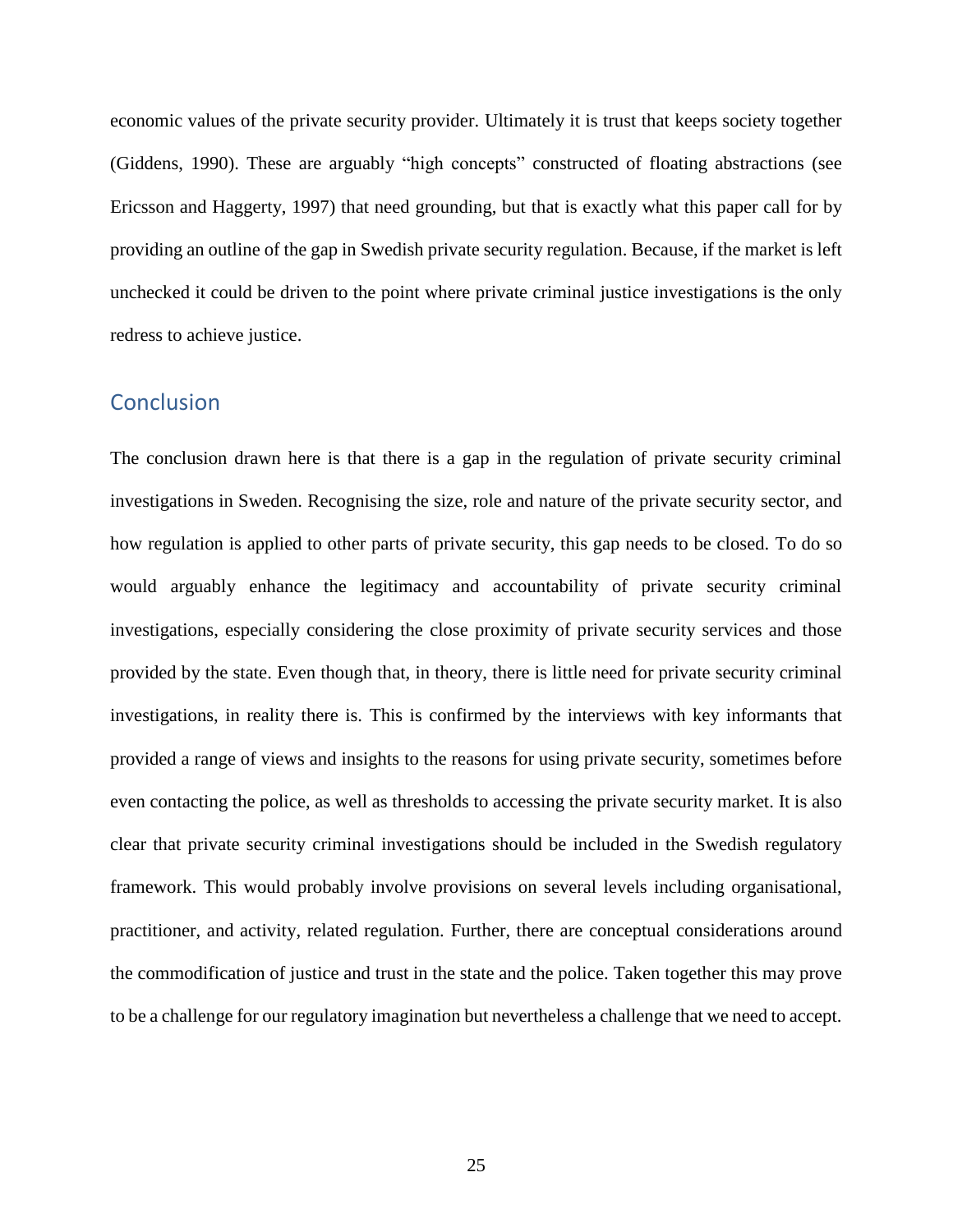economic values of the private security provider. Ultimately it is trust that keeps society together (Giddens, 1990). These are arguably "high concepts" constructed of floating abstractions (see Ericsson and Haggerty, 1997) that need grounding, but that is exactly what this paper call for by providing an outline of the gap in Swedish private security regulation. Because, if the market is left unchecked it could be driven to the point where private criminal justice investigations is the only redress to achieve justice.

## Conclusion

The conclusion drawn here is that there is a gap in the regulation of private security criminal investigations in Sweden. Recognising the size, role and nature of the private security sector, and how regulation is applied to other parts of private security, this gap needs to be closed. To do so would arguably enhance the legitimacy and accountability of private security criminal investigations, especially considering the close proximity of private security services and those provided by the state. Even though that, in theory, there is little need for private security criminal investigations, in reality there is. This is confirmed by the interviews with key informants that provided a range of views and insights to the reasons for using private security, sometimes before even contacting the police, as well as thresholds to accessing the private security market. It is also clear that private security criminal investigations should be included in the Swedish regulatory framework. This would probably involve provisions on several levels including organisational, practitioner, and activity, related regulation. Further, there are conceptual considerations around the commodification of justice and trust in the state and the police. Taken together this may prove to be a challenge for our regulatory imagination but nevertheless a challenge that we need to accept.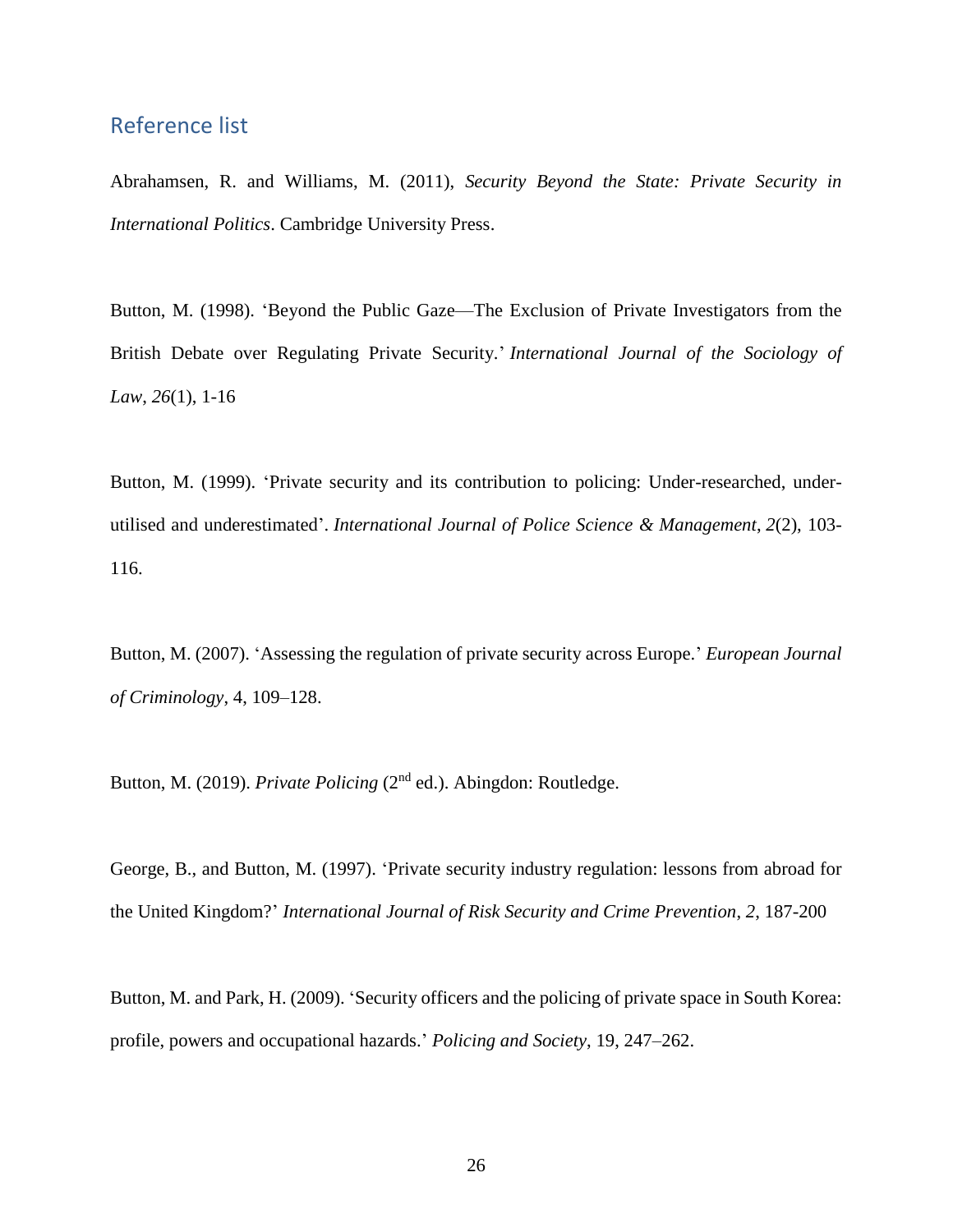## Reference list

Abrahamsen, R. and Williams, M. (2011), *Security Beyond the State: Private Security in International Politics*. Cambridge University Press.

Button, M. (1998). 'Beyond the Public Gaze—The Exclusion of Private Investigators from the British Debate over Regulating Private Security.' *International Journal of the Sociology of Law*, *26*(1), 1-16

Button, M. (1999). 'Private security and its contribution to policing: Under-researched, under-utilised and underestimated'. *International Journal of Police Science & Management*, *2*(2), 103-116.

Button, M. (2007). 'Assessing the regulation of private security across Europe.' *European Journal of Criminology*, 4, 109–128.

Button, M. (2019). *Private Policing* (2nd ed.). Abingdon: Routledge.

George, B., and Button, M. (1997). 'Private security industry regulation: lessons from abroad for the United Kingdom?' *International Journal of Risk Security and Crime Prevention*, *2*, 187-200

Button, M. and Park, H. (2009). 'Security officers and the policing of private space in South Korea: profile, powers and occupational hazards.' *Policing and Society*, 19, 247–262.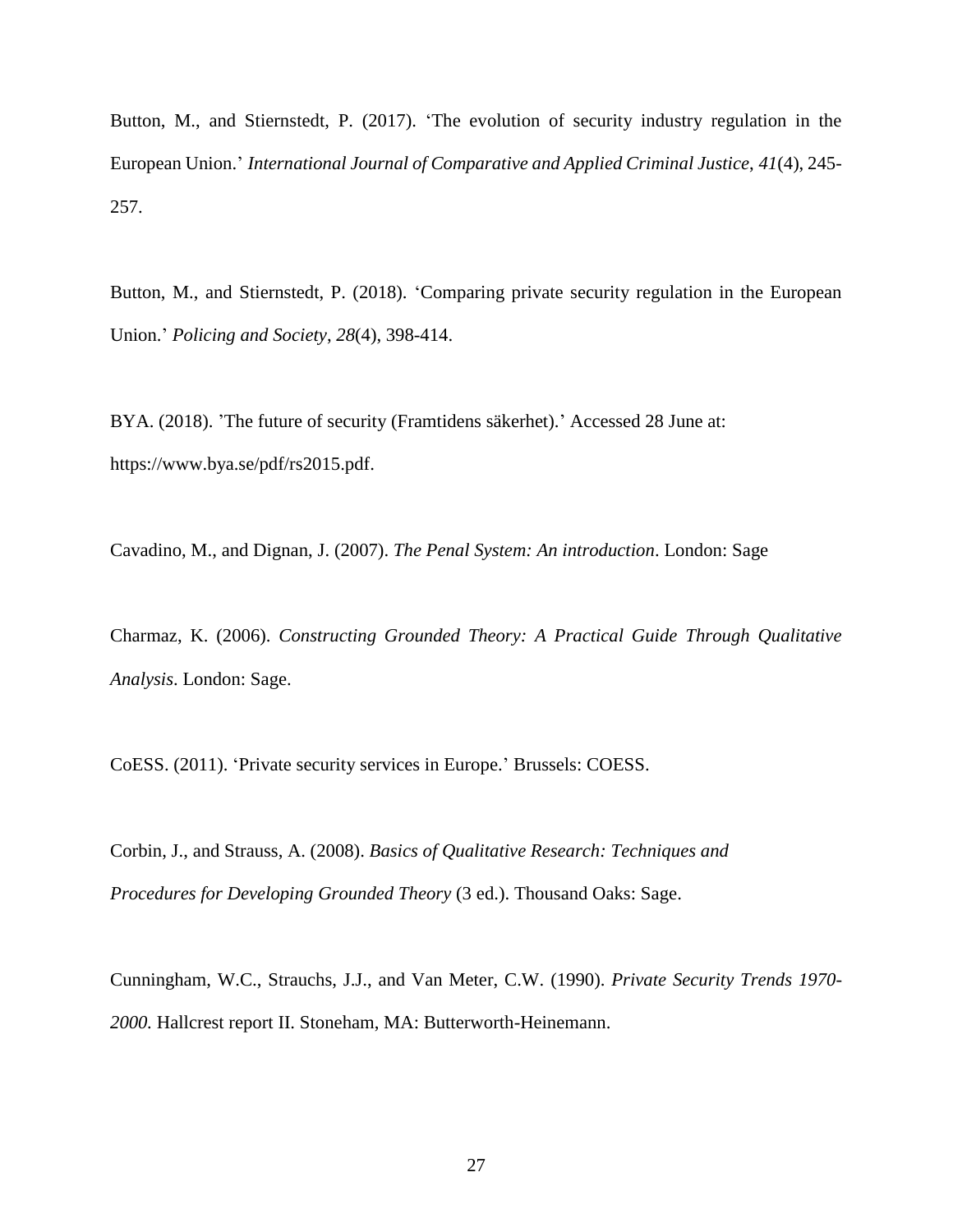Button, M., and Stiernstedt, P. (2017). ‘The evolution of security industry regulation in the European Union.’ *International Journal of Comparative and Applied Criminal Justice*, *41*(4), 245-257.

Button, M., and Stiernstedt, P. (2018). ‘Comparing private security regulation in the European Union.’ *Policing and Society*, *28*(4), 398-414.

BYA. (2018). ’The future of security (Framtidens säkerhet).’ Accessed 28 June at: https://www.bya.se/pdf/rs2015.pdf.

Cavadino, M., and Dignan, J. (2007). *The Penal System: An introduction*. London: Sage

Charmaz, K. (2006). *Constructing Grounded Theory: A Practical Guide Through Qualitative Analysis*. London: Sage.

CoESS. (2011). ‘Private security services in Europe.’ Brussels: COESS.

Corbin, J., and Strauss, A. (2008). *Basics of Qualitative Research: Techniques and Procedures for Developing Grounded Theory* (3 ed.). Thousand Oaks: Sage.

Cunningham, W.C., Strauchs, J.J., and Van Meter, C.W. (1990). *Private Security Trends 1970-2000.* Hallcrest report II. Stoneham, MA: Butterworth-Heinemann.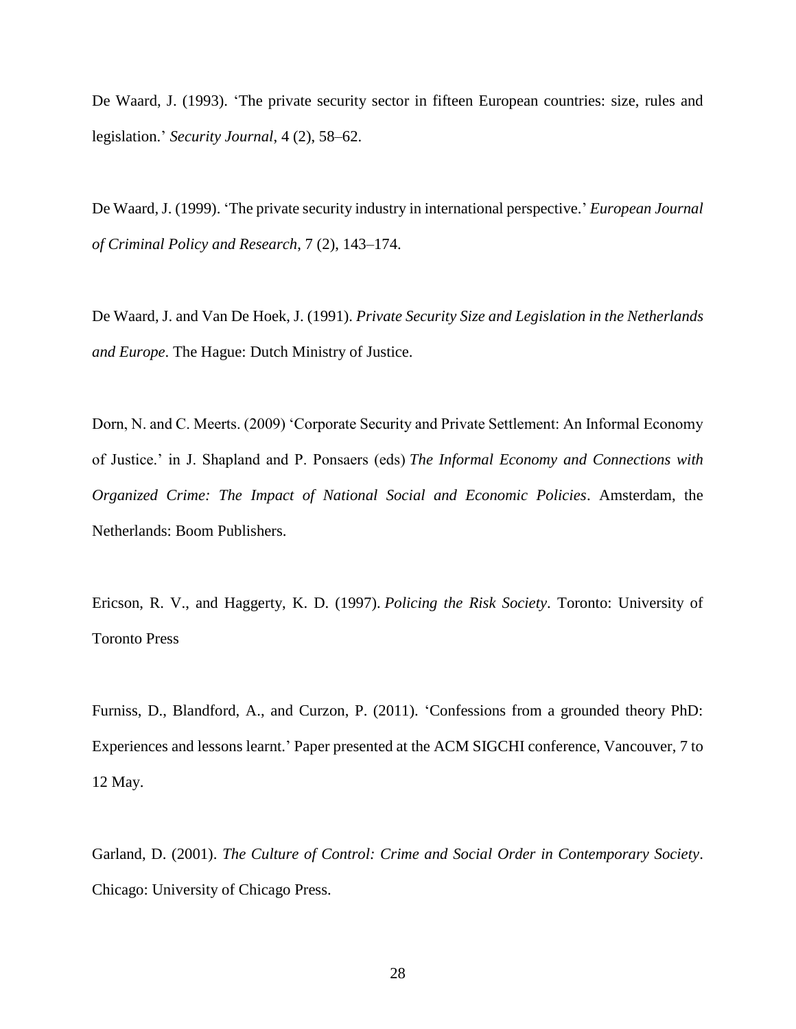De Waard, J. (1993). 'The private security sector in fifteen European countries: size, rules and legislation.' *Security Journal*, 4 (2), 58–62.

De Waard, J. (1999). 'The private security industry in international perspective.' *European Journal of Criminal Policy and Research*, 7 (2), 143–174.

De Waard, J. and Van De Hoek, J. (1991). *Private Security Size and Legislation in the Netherlands and Europe*. The Hague: Dutch Ministry of Justice.

Dorn, N. and C. Meerts. (2009) 'Corporate Security and Private Settlement: An Informal Economy of Justice.' in J. Shapland and P. Ponsaers (eds) *The Informal Economy and Connections with Organized Crime: The Impact of National Social and Economic Policies*. Amsterdam, the Netherlands: Boom Publishers.

Ericson, R. V., and Haggerty, K. D. (1997). *Policing the Risk Society*. Toronto: University of Toronto Press

Furniss, D., Blandford, A., and Curzon, P. (2011). 'Confessions from a grounded theory PhD: Experiences and lessons learnt.' Paper presented at the ACM SIGCHI conference, Vancouver, 7 to 12 May.

Garland, D. (2001). *The Culture of Control: Crime and Social Order in Contemporary Society*. Chicago: University of Chicago Press.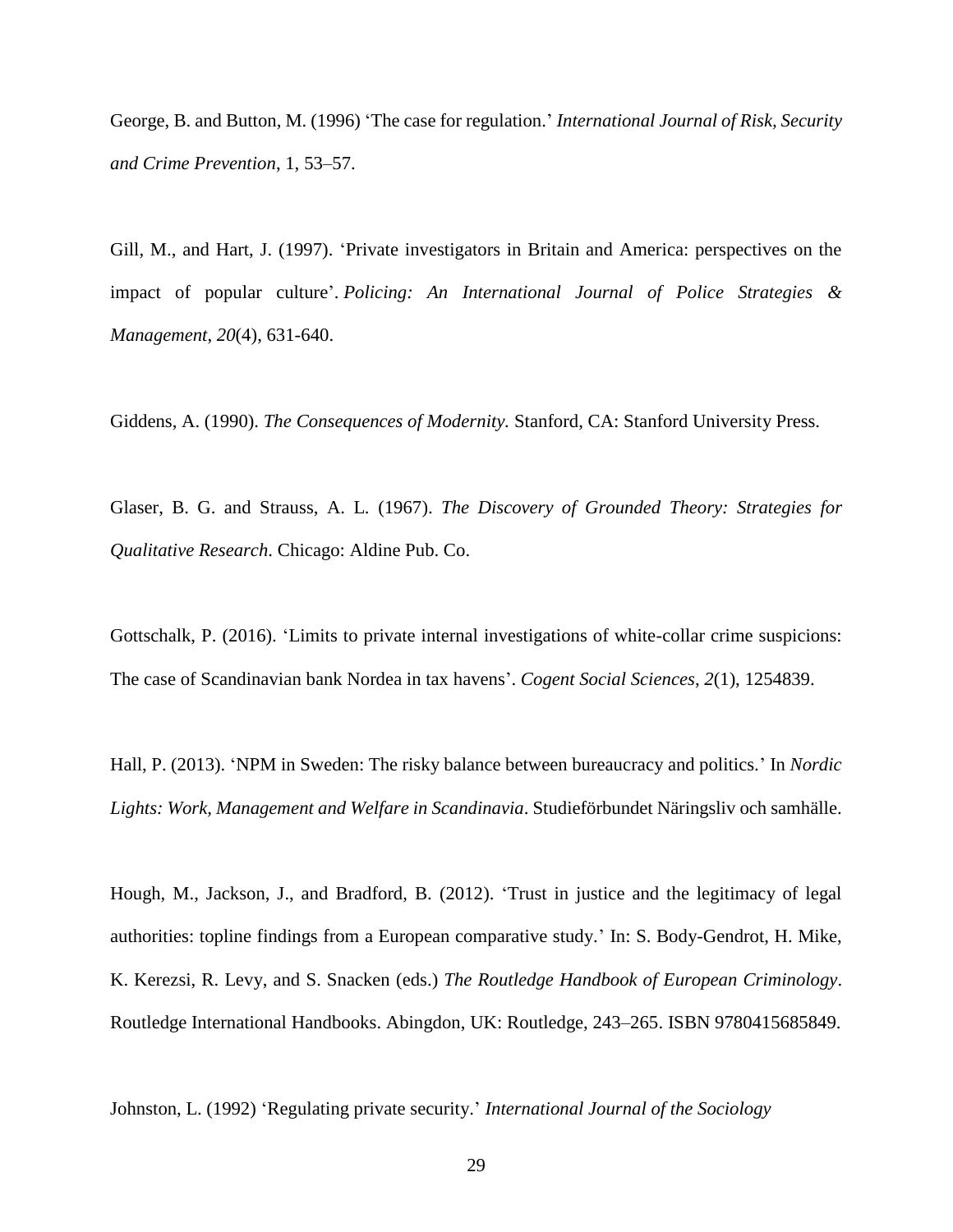George, B. and Button, M. (1996) 'The case for regulation.' *International Journal of Risk, Security and Crime Prevention*, 1, 53–57.

Gill, M., and Hart, J. (1997). 'Private investigators in Britain and America: perspectives on the impact of popular culture'. *Policing: An International Journal of Police Strategies & Management*, *20*(4), 631-640.

Giddens, A. (1990). *The Consequences of Modernity.* Stanford, CA: Stanford University Press.

Glaser, B. G. and Strauss, A. L. (1967). *The Discovery of Grounded Theory: Strategies for Qualitative Research.* Chicago: Aldine Pub. Co.

Gottschalk, P. (2016). 'Limits to private internal investigations of white-collar crime suspicions: The case of Scandinavian bank Nordea in tax havens'. *Cogent Social Sciences*, *2*(1), 1254839.

Hall, P. (2013). 'NPM in Sweden: The risky balance between bureaucracy and politics.' In *Nordic Lights: Work, Management and Welfare in Scandinavia*. Studieförbundet Näringsliv och samhälle.

Hough, M., Jackson, J., and Bradford, B. (2012). 'Trust in justice and the legitimacy of legal authorities: topline findings from a European comparative study.' In: S. Body-Gendrot, H. Mike, K. Kerezsi, R. Levy, and S. Snacken (eds.) *The Routledge Handbook of European Criminology*. Routledge International Handbooks. Abingdon, UK: Routledge, 243–265. ISBN 9780415685849.

Johnston, L. (1992) 'Regulating private security.' *International Journal of the Sociology*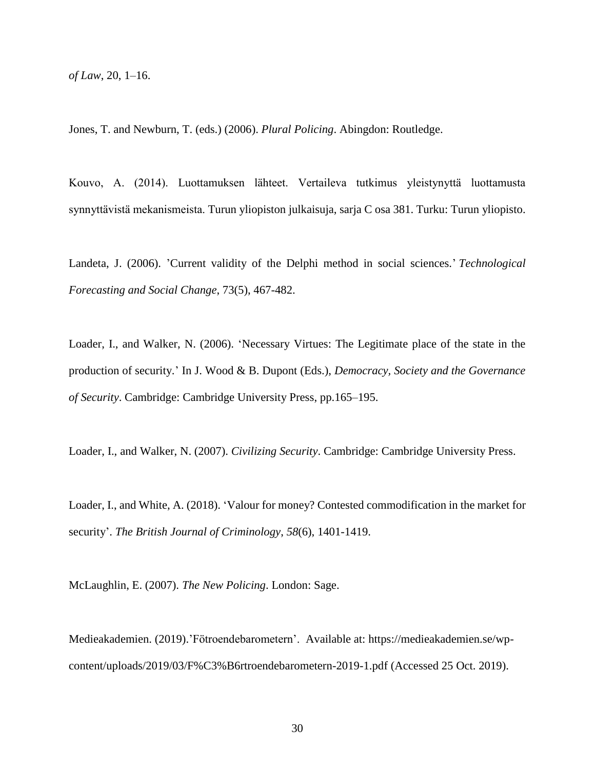*of Law*, 20, 1–16.

Jones, T. and Newburn, T. (eds.) (2006). *Plural Policing*. Abingdon: Routledge.

Kouvo, A. (2014). Luottamuksen lähteet. Vertaileva tutkimus yleistynyttä luottamusta synnyttävistä mekanismeista. Turun yliopiston julkaisuja, sarja C osa 381. Turku: Turun yliopisto.

Landeta, J. (2006). 'Current validity of the Delphi method in social sciences.' *Technological Forecasting and Social Change*, 73(5), 467-482.

Loader, I., and Walker, N. (2006). 'Necessary Virtues: The Legitimate place of the state in the production of security.' In J. Wood & B. Dupont (Eds.), *Democracy, Society and the Governance of Security*. Cambridge: Cambridge University Press, pp.165–195.

Loader, I., and Walker, N. (2007). *Civilizing Security*. Cambridge: Cambridge University Press.

Loader, I., and White, A. (2018). 'Valour for money? Contested commodification in the market for security'. *The British Journal of Criminology*, *58*(6), 1401-1419.

McLaughlin, E. (2007). *The New Policing*. London: Sage.

Medieakademien. (2019).'Fötroendebarometern'. Available at: https://medieakademien.se/wp-content/uploads/2019/03/F%C3%B6rtroendebarometern-2019-1.pdf (Accessed 25 Oct. 2019).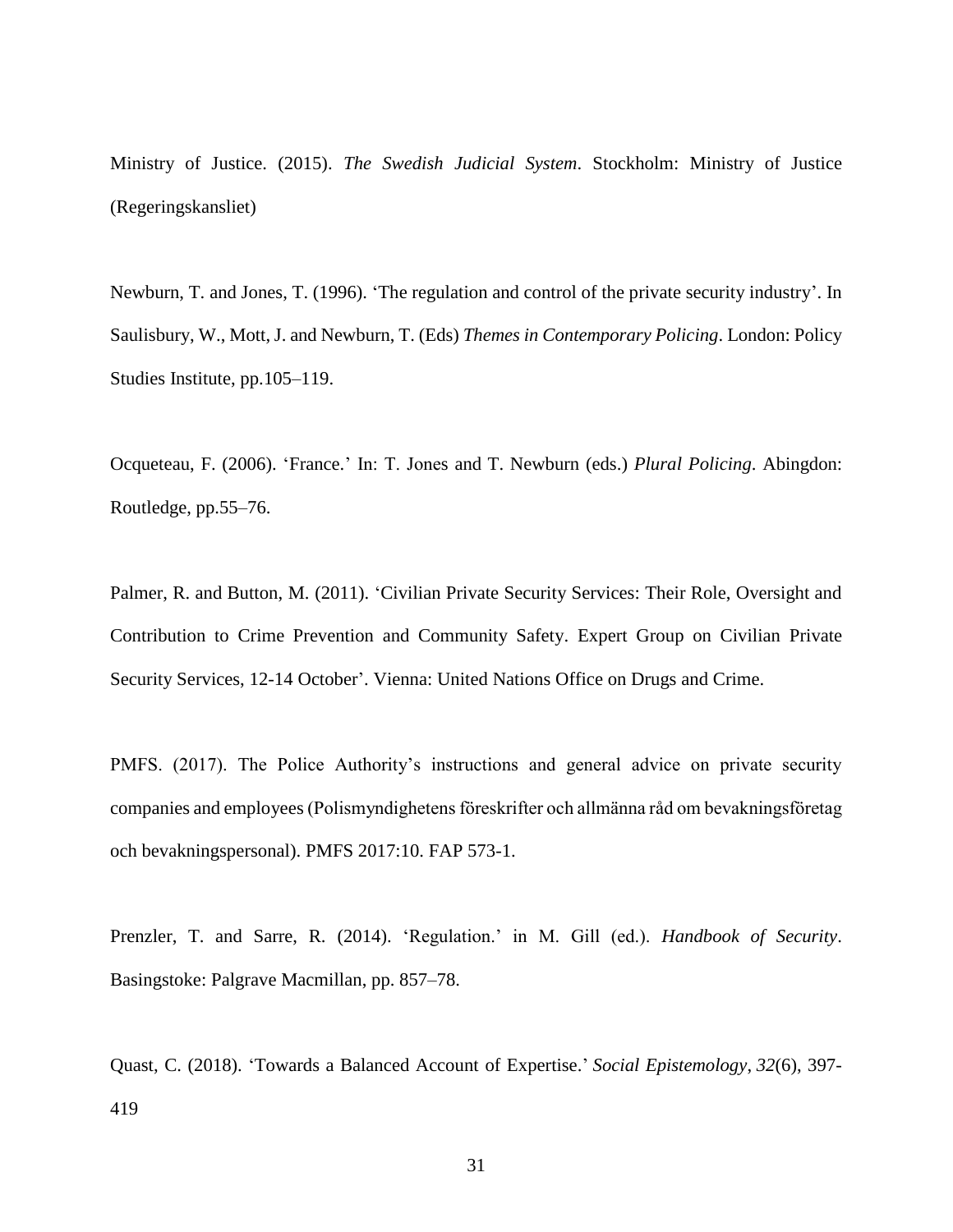Ministry of Justice. (2015). *The Swedish Judicial System*. Stockholm: Ministry of Justice (Regeringskansliet)

Newburn, T. and Jones, T. (1996). 'The regulation and control of the private security industry'. In Saulisbury, W., Mott, J. and Newburn, T. (Eds) *Themes in Contemporary Policing*. London: Policy Studies Institute, pp.105–119.

Ocqueteau, F. (2006). 'France.' In: T. Jones and T. Newburn (eds.) *Plural Policing*. Abingdon: Routledge, pp.55–76.

Palmer, R. and Button, M. (2011). 'Civilian Private Security Services: Their Role, Oversight and Contribution to Crime Prevention and Community Safety. Expert Group on Civilian Private Security Services, 12-14 October'. Vienna: United Nations Office on Drugs and Crime.

PMFS. (2017). The Police Authority's instructions and general advice on private security companies and employees (Polismyndighetens föreskrifter och allmänna råd om bevakningsföretag och bevakningspersonal). PMFS 2017:10. FAP 573-1.

Prenzler, T. and Sarre, R. (2014). 'Regulation.' in M. Gill (ed.). *Handbook of Security*. Basingstoke: Palgrave Macmillan, pp. 857–78.

Quast, C. (2018). 'Towards a Balanced Account of Expertise.' *Social Epistemology*, *32*(6), 397-419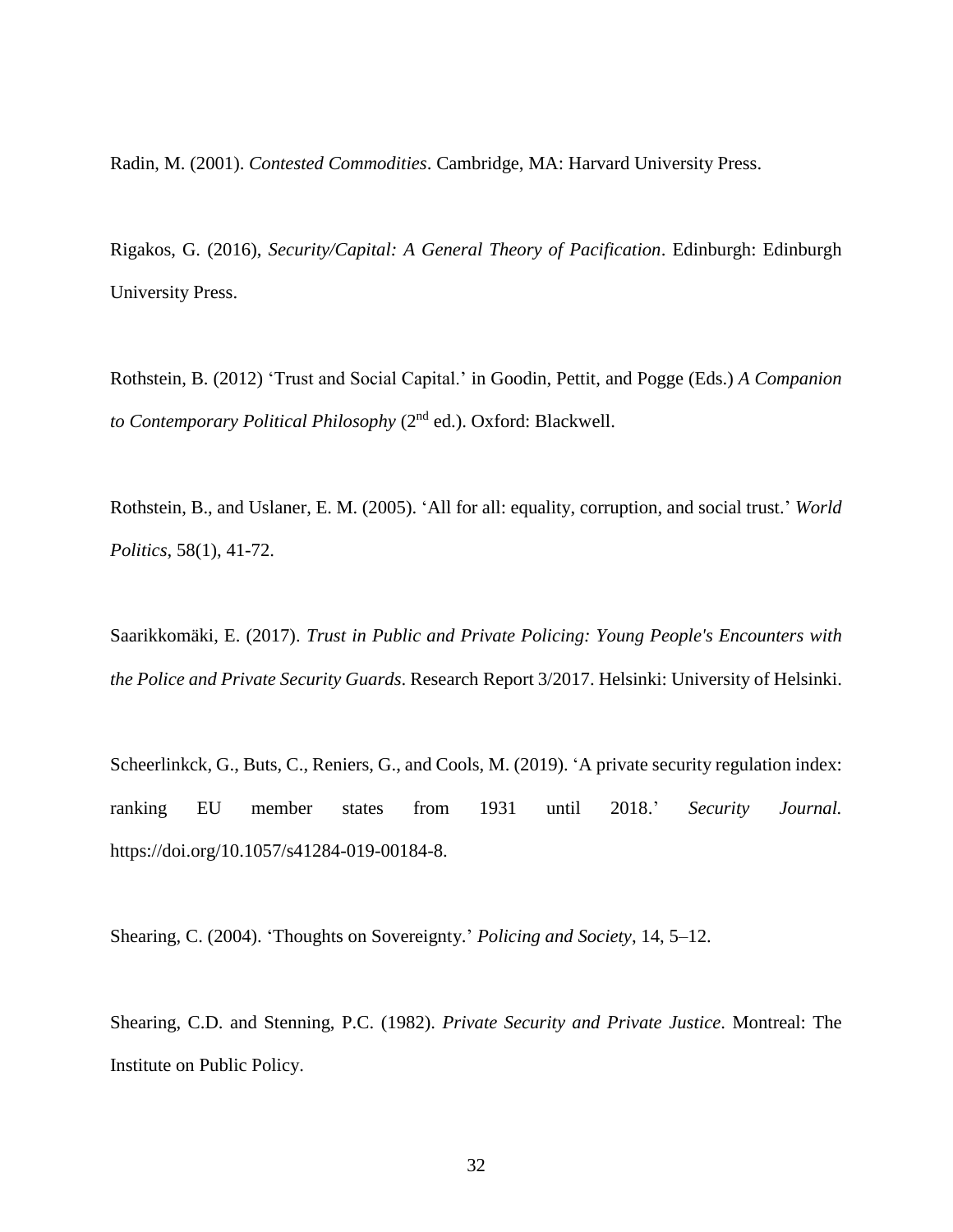Radin, M. (2001). *Contested Commodities*. Cambridge, MA: Harvard University Press.

Rigakos, G. (2016), *Security/Capital: A General Theory of Pacification*. Edinburgh: Edinburgh University Press.

Rothstein, B. (2012) 'Trust and Social Capital.' in Goodin, Pettit, and Pogge (Eds.) *A Companion to Contemporary Political Philosophy* (2nd ed.). Oxford: Blackwell.

Rothstein, B., and Uslaner, E. M. (2005). 'All for all: equality, corruption, and social trust.' *World Politics*, 58(1), 41-72.

Saarikkomäki, E. (2017). *Trust in Public and Private Policing: Young People's Encounters with the Police and Private Security Guards*. Research Report 3/2017. Helsinki: University of Helsinki.

Scheerlinkck, G., Buts, C., Reniers, G., and Cools, M. (2019). 'A private security regulation index: ranking EU member states from 1931 until 2018.' *Security Journal.* https://doi.org/10.1057/s41284-019-00184-8.

Shearing, C. (2004). 'Thoughts on Sovereignty.' *Policing and Society*, 14, 5–12.

Shearing, C.D. and Stenning, P.C. (1982). *Private Security and Private Justice*. Montreal: The Institute on Public Policy.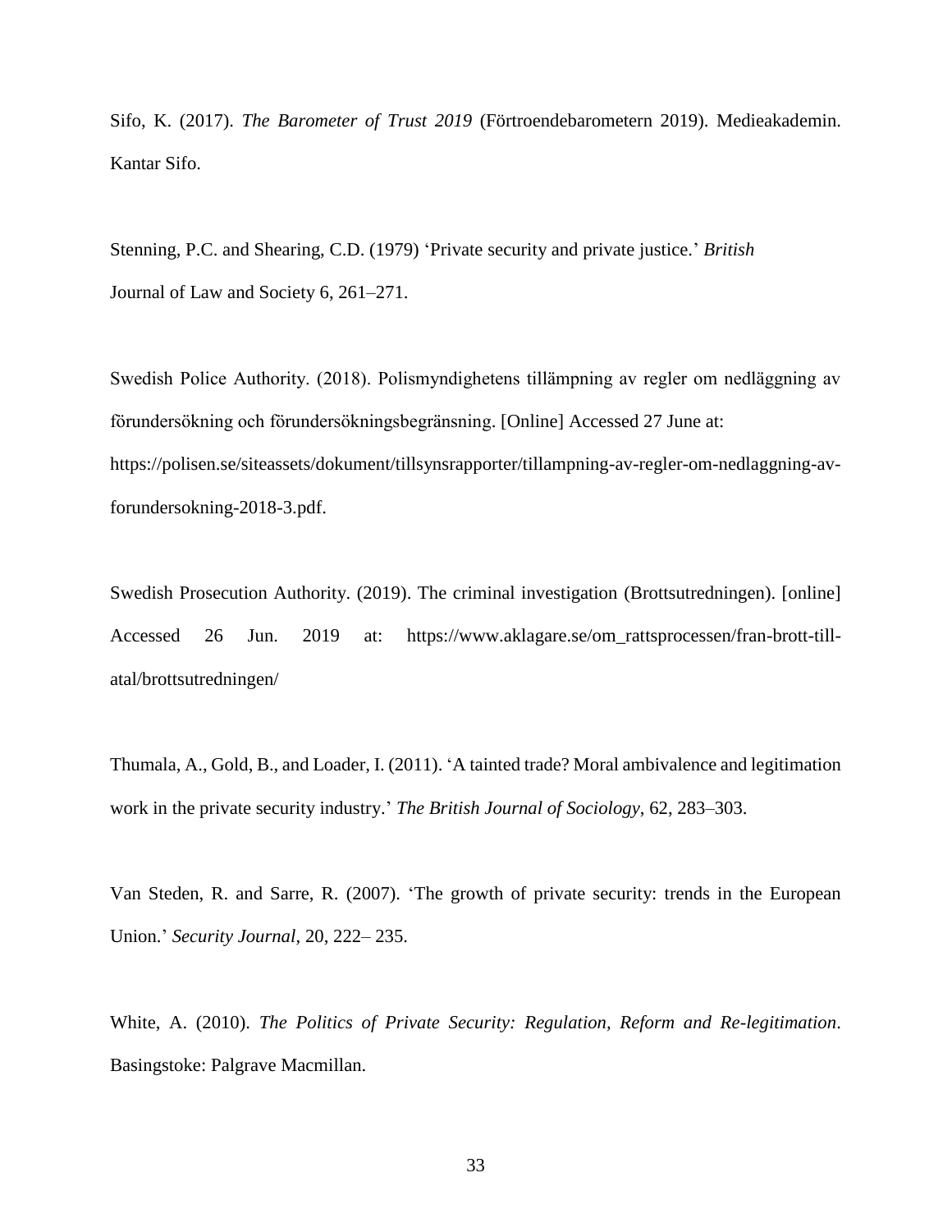Sifo, K. (2017). *The Barometer of Trust 2019* (Förtroendebarometern 2019). Medieakademin. Kantar Sifo.

Stenning, P.C. and Shearing, C.D. (1979) 'Private security and private justice.' *British* Journal of Law and Society 6, 261–271.

Swedish Police Authority. (2018). Polismyndighetens tillämpning av regler om nedläggning av förundersökning och förundersökningsbegränsning. [Online] Accessed 27 June at: https://polisen.se/siteassets/dokument/tillsynsrapporter/tillampning-av-regler-om-nedlaggning-av-forundersokning-2018-3.pdf.

Swedish Prosecution Authority. (2019). The criminal investigation (Brottsutredningen). [online] Accessed 26 Jun. 2019 at: https://www.aklagare.se/om_rattsprocessen/fran-brott-till-atal/brottsutredningen/

Thumala, A., Gold, B., and Loader, I. (2011). 'A tainted trade? Moral ambivalence and legitimation work in the private security industry.' *The British Journal of Sociology*, 62, 283–303.

Van Steden, R. and Sarre, R. (2007). 'The growth of private security: trends in the European Union.' *Security Journal*, 20, 222– 235.

White, A. (2010). *The Politics of Private Security: Regulation, Reform and Re-legitimation*. Basingstoke: Palgrave Macmillan.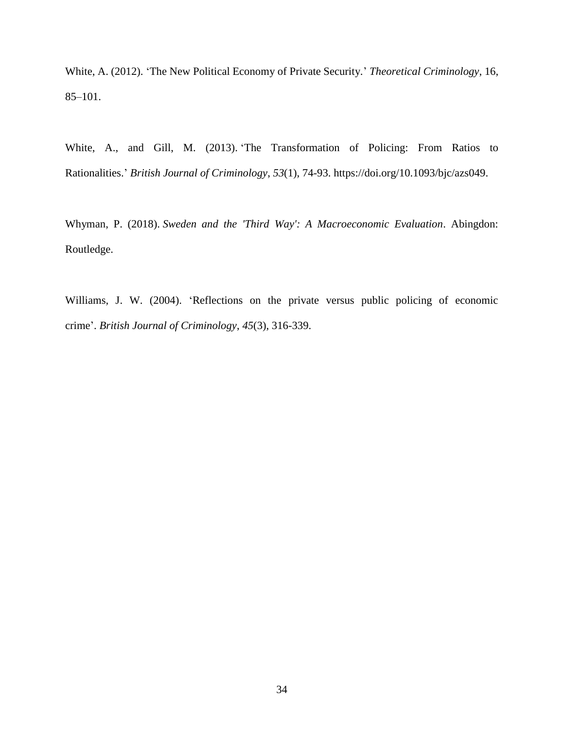White, A. (2012). 'The New Political Economy of Private Security.' *Theoretical Criminology*, 16, 85–101.

White, A., and Gill, M. (2013). 'The Transformation of Policing: From Ratios to Rationalities.' *British Journal of Criminology*, *53*(1), 74-93. https://doi.org/10.1093/bjc/azs049.

Whyman, P. (2018). *Sweden and the 'Third Way': A Macroeconomic Evaluation*. Abingdon: Routledge.

Williams, J. W. (2004). 'Reflections on the private versus public policing of economic crime'. *British Journal of Criminology*, *45*(3), 316-339.